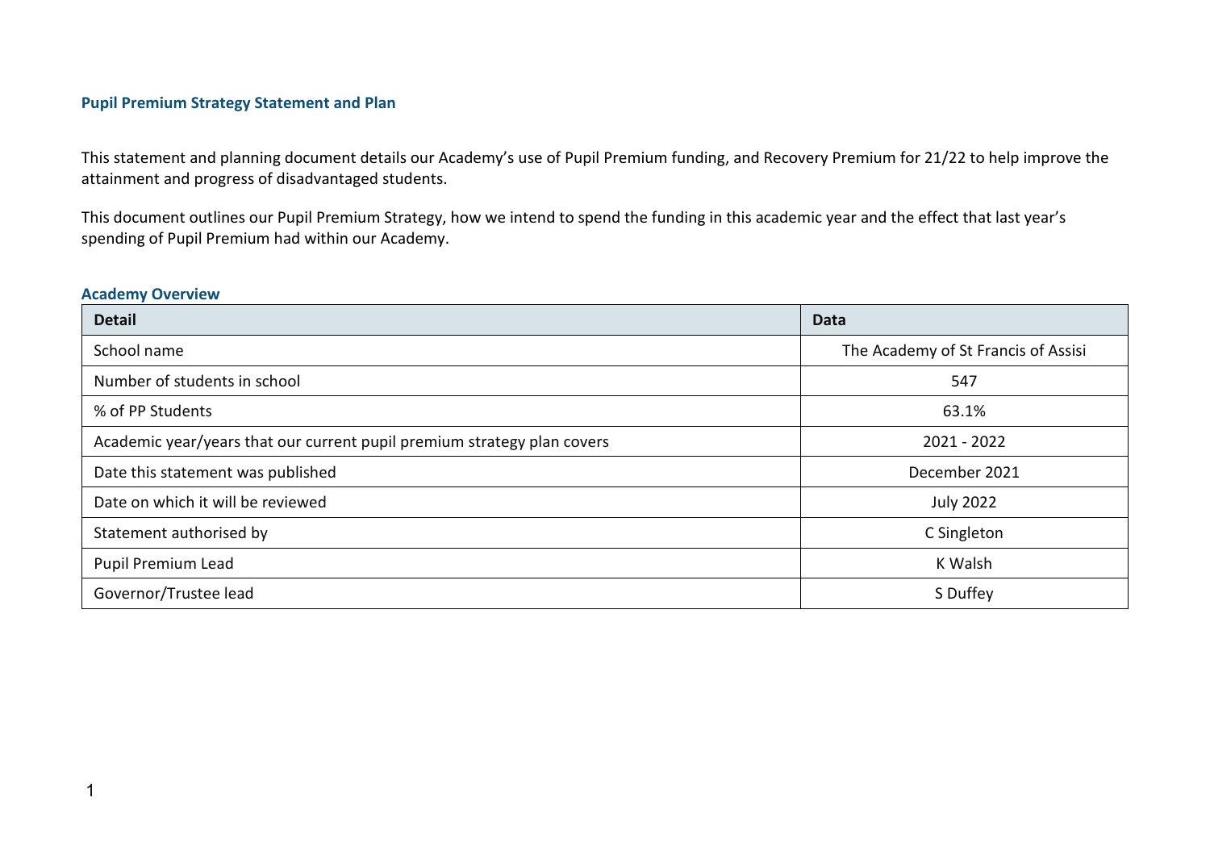## Pupil Premium Strategy Statement and Plan

This statement and planning document details our Academy's use of Pupil Premium funding, and Recovery Premium for 21/22 to help improve the attainment and progress of disadvantaged students.

This document outlines our Pupil Premium Strategy, how we intend to spend the funding in this academic year and the effect that last year's spending of Pupil Premium had within our Academy.

### Academy Overview

| Detail | Data |
| --- | --- |
| School name | The Academy of St Francis of Assisi |
| Number of students in school | 547 |
| % of PP Students | 63.1% |
| Academic year/years that our current pupil premium strategy plan covers | 2021 - 2022 |
| Date this statement was published | December 2021 |
| Date on which it will be reviewed | July 2022 |
| Statement authorised by | C Singleton |
| Pupil Premium Lead | K Walsh |
| Governor/Trustee lead | S Duffey |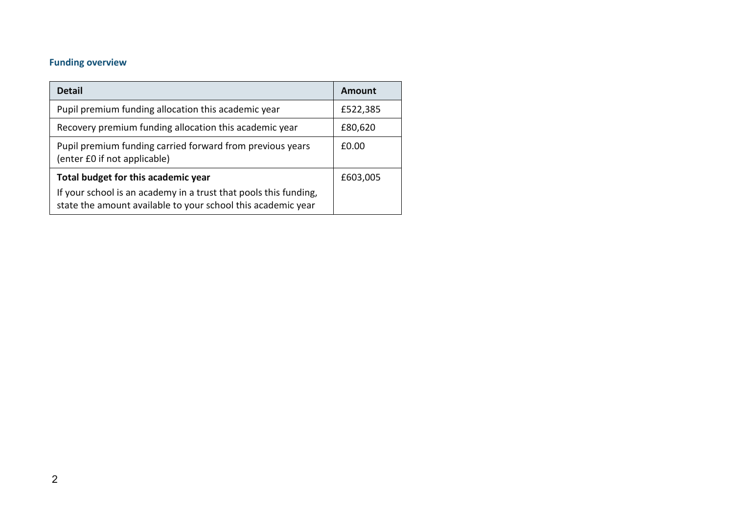### Funding overview

| Detail | Amount |
|---|---|
| Pupil premium funding allocation this academic year | £522,385 |
| Recovery premium funding allocation this academic year | £80,620 |
| Pupil premium funding carried forward from previous years (enter £0 if not applicable) | £0.00 |
| **Total budget for this academic year**<br>If your school is an academy in a trust that pools this funding, state the amount available to your school this academic year | £603,005 |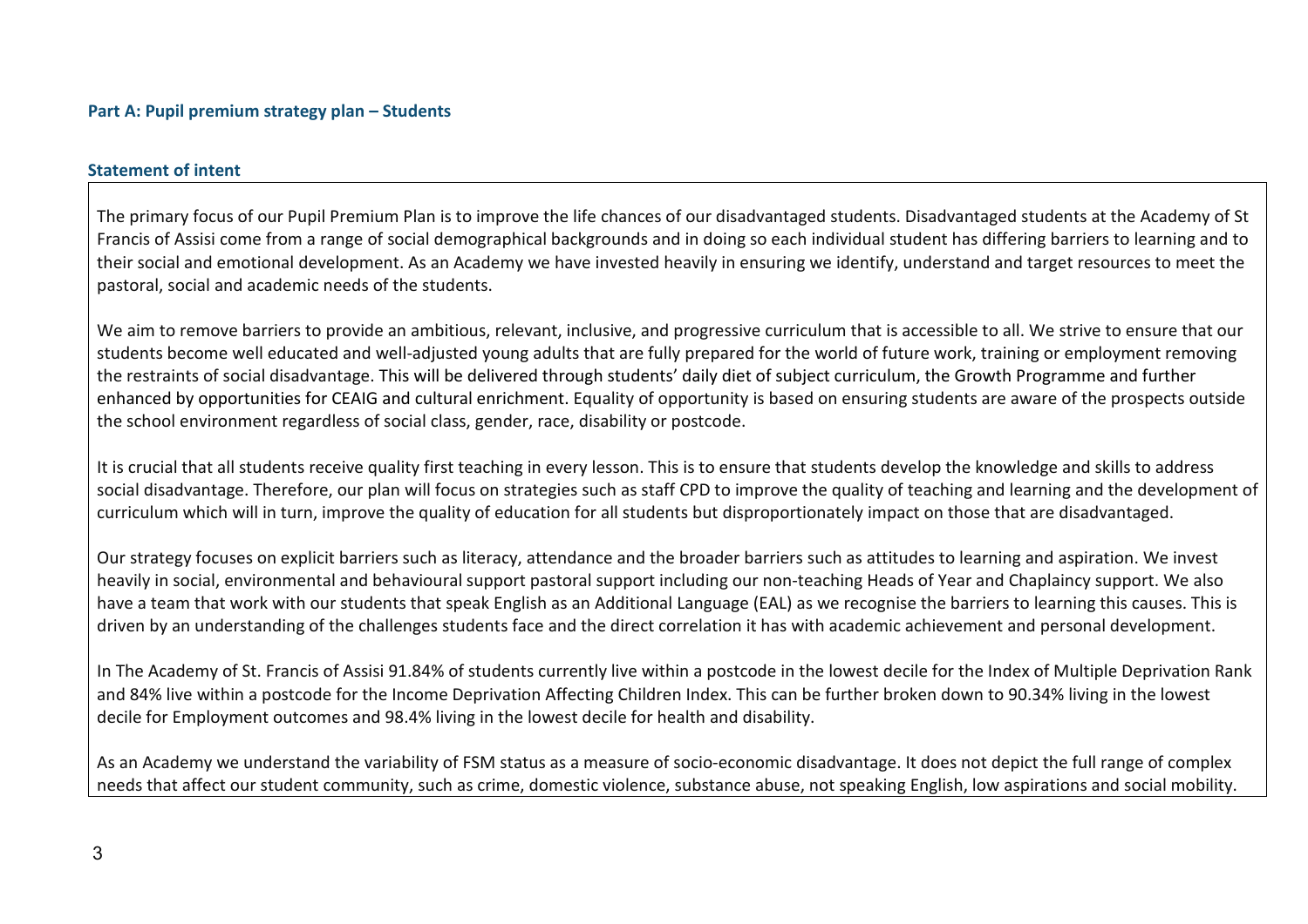## Part A: Pupil premium strategy plan – Students

### Statement of intent

The primary focus of our Pupil Premium Plan is to improve the life chances of our disadvantaged students. Disadvantaged students at the Academy of St Francis of Assisi come from a range of social demographical backgrounds and in doing so each individual student has differing barriers to learning and to their social and emotional development. As an Academy we have invested heavily in ensuring we identify, understand and target resources to meet the pastoral, social and academic needs of the students.

We aim to remove barriers to provide an ambitious, relevant, inclusive, and progressive curriculum that is accessible to all. We strive to ensure that our students become well educated and well-adjusted young adults that are fully prepared for the world of future work, training or employment removing the restraints of social disadvantage. This will be delivered through students' daily diet of subject curriculum, the Growth Programme and further enhanced by opportunities for CEAIG and cultural enrichment. Equality of opportunity is based on ensuring students are aware of the prospects outside the school environment regardless of social class, gender, race, disability or postcode.

It is crucial that all students receive quality first teaching in every lesson. This is to ensure that students develop the knowledge and skills to address social disadvantage. Therefore, our plan will focus on strategies such as staff CPD to improve the quality of teaching and learning and the development of curriculum which will in turn, improve the quality of education for all students but disproportionately impact on those that are disadvantaged.

Our strategy focuses on explicit barriers such as literacy, attendance and the broader barriers such as attitudes to learning and aspiration. We invest heavily in social, environmental and behavioural support pastoral support including our non-teaching Heads of Year and Chaplaincy support. We also have a team that work with our students that speak English as an Additional Language (EAL) as we recognise the barriers to learning this causes. This is driven by an understanding of the challenges students face and the direct correlation it has with academic achievement and personal development.

In The Academy of St. Francis of Assisi 91.84% of students currently live within a postcode in the lowest decile for the Index of Multiple Deprivation Rank and 84% live within a postcode for the Income Deprivation Affecting Children Index. This can be further broken down to 90.34% living in the lowest decile for Employment outcomes and 98.4% living in the lowest decile for health and disability.

As an Academy we understand the variability of FSM status as a measure of socio-economic disadvantage. It does not depict the full range of complex needs that affect our student community, such as crime, domestic violence, substance abuse, not speaking English, low aspirations and social mobility.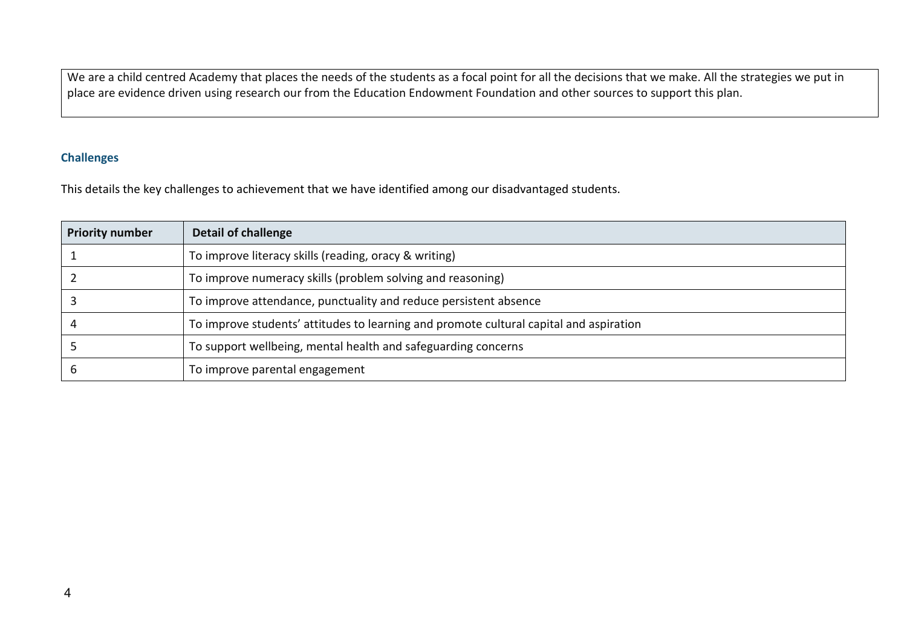We are a child centred Academy that places the needs of the students as a focal point for all the decisions that we make. All the strategies we put in place are evidence driven using research our from the Education Endowment Foundation and other sources to support this plan.

### Challenges

This details the key challenges to achievement that we have identified among our disadvantaged students.

| Priority number | Detail of challenge |
|---|---|
| 1 | To improve literacy skills (reading, oracy & writing) |
| 2 | To improve numeracy skills (problem solving and reasoning) |
| 3 | To improve attendance, punctuality and reduce persistent absence |
| 4 | To improve students' attitudes to learning and promote cultural capital and aspiration |
| 5 | To support wellbeing, mental health and safeguarding concerns |
| 6 | To improve parental engagement |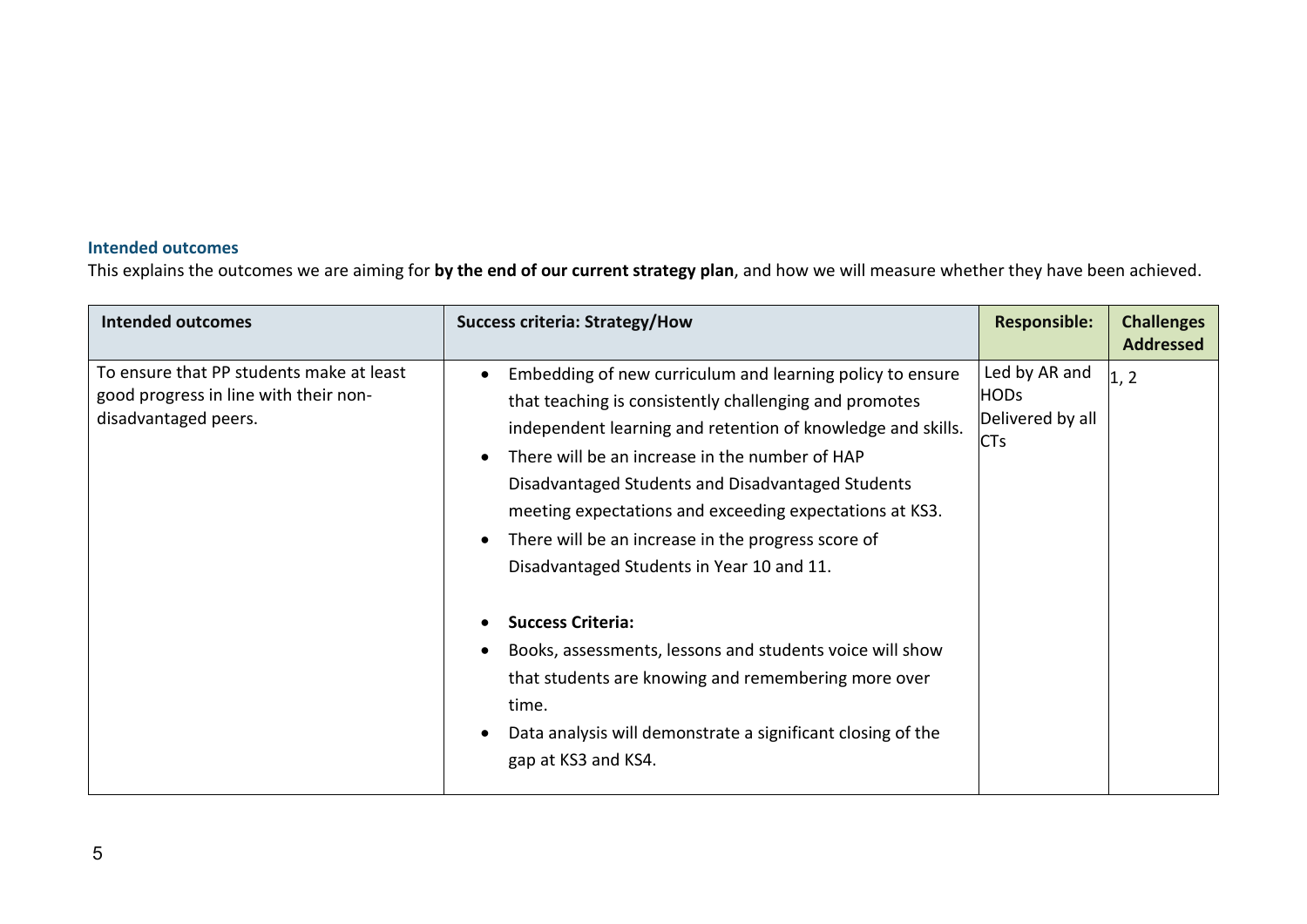### Intended outcomes

This explains the outcomes we are aiming for **by the end of our current strategy plan**, and how we will measure whether they have been achieved.

| Intended outcomes | Success criteria: Strategy/How | Responsible: | Challenges Addressed |
|---|---|---|---|
| To ensure that PP students make at least good progress in line with their non-disadvantaged peers. | • Embedding of new curriculum and learning policy to ensure that teaching is consistently challenging and promotes independent learning and retention of knowledge and skills.<br>• There will be an increase in the number of HAP Disadvantaged Students and Disadvantaged Students meeting expectations and exceeding expectations at KS3.<br>• There will be an increase in the progress score of Disadvantaged Students in Year 10 and 11.<br><br>• **Success Criteria:**<br>• Books, assessments, lessons and students voice will show that students are knowing and remembering more over time.<br>• Data analysis will demonstrate a significant closing of the gap at KS3 and KS4. | Led by AR and HODs<br>Delivered by all CTs | 1, 2 |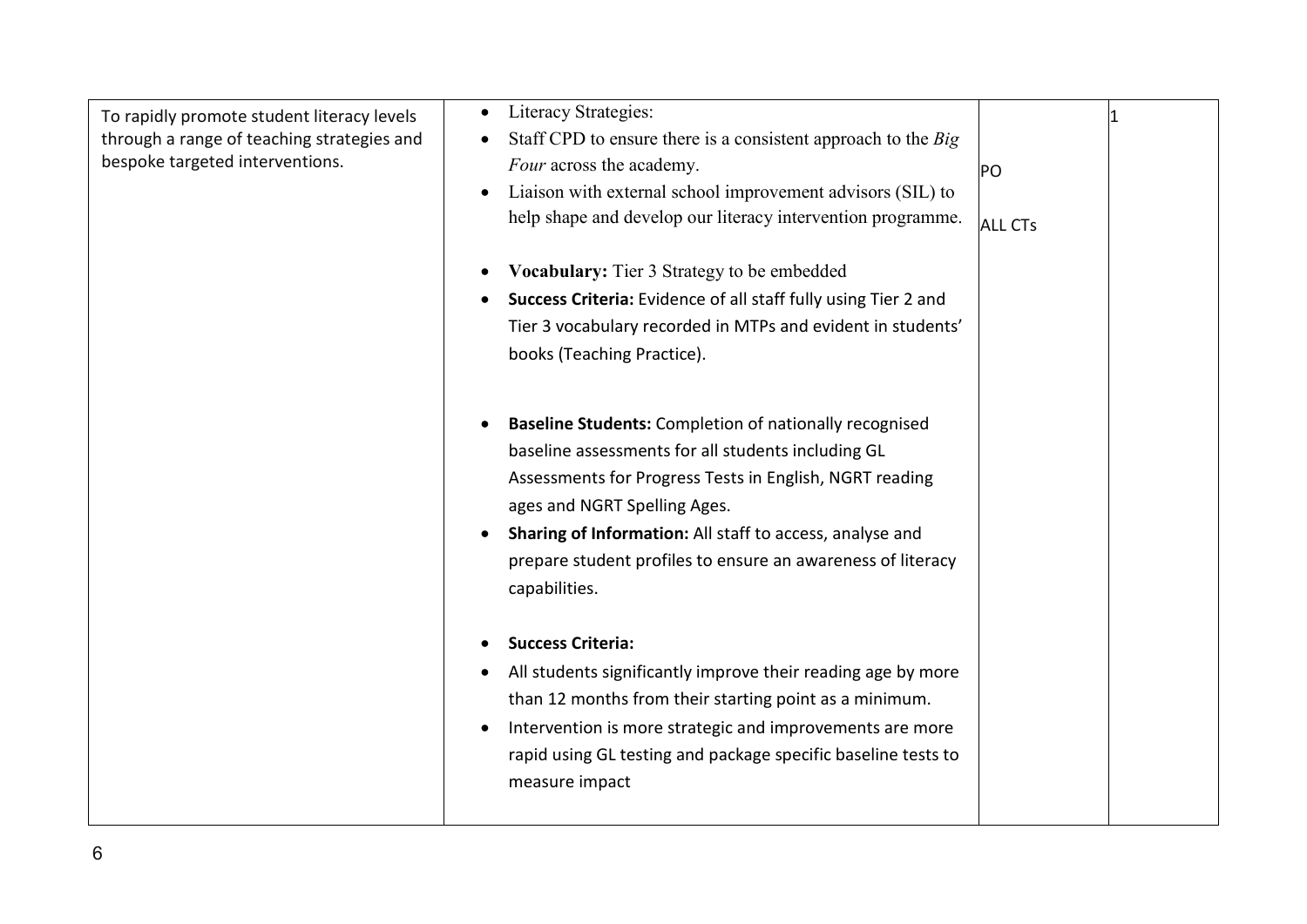| | | | |
|---|---|---|---|
| To rapidly promote student literacy levels through a range of teaching strategies and bespoke targeted interventions. | • Literacy Strategies:<br>• Staff CPD to ensure there is a consistent approach to the *Big Four* across the academy.<br>• Liaison with external school improvement advisors (SIL) to help shape and develop our literacy intervention programme.<br><br>• **Vocabulary:** Tier 3 Strategy to be embedded<br>• **Success Criteria:** Evidence of all staff fully using Tier 2 and Tier 3 vocabulary recorded in MTPs and evident in students' books (Teaching Practice).<br><br>• **Baseline Students:** Completion of nationally recognised baseline assessments for all students including GL Assessments for Progress Tests in English, NGRT reading ages and NGRT Spelling Ages.<br>• **Sharing of Information:** All staff to access, analyse and prepare student profiles to ensure an awareness of literacy capabilities.<br><br>• **Success Criteria:**<br>• All students significantly improve their reading age by more than 12 months from their starting point as a minimum.<br>• Intervention is more strategic and improvements are more rapid using GL testing and package specific baseline tests to measure impact | PO<br><br>ALL CTs | 1 |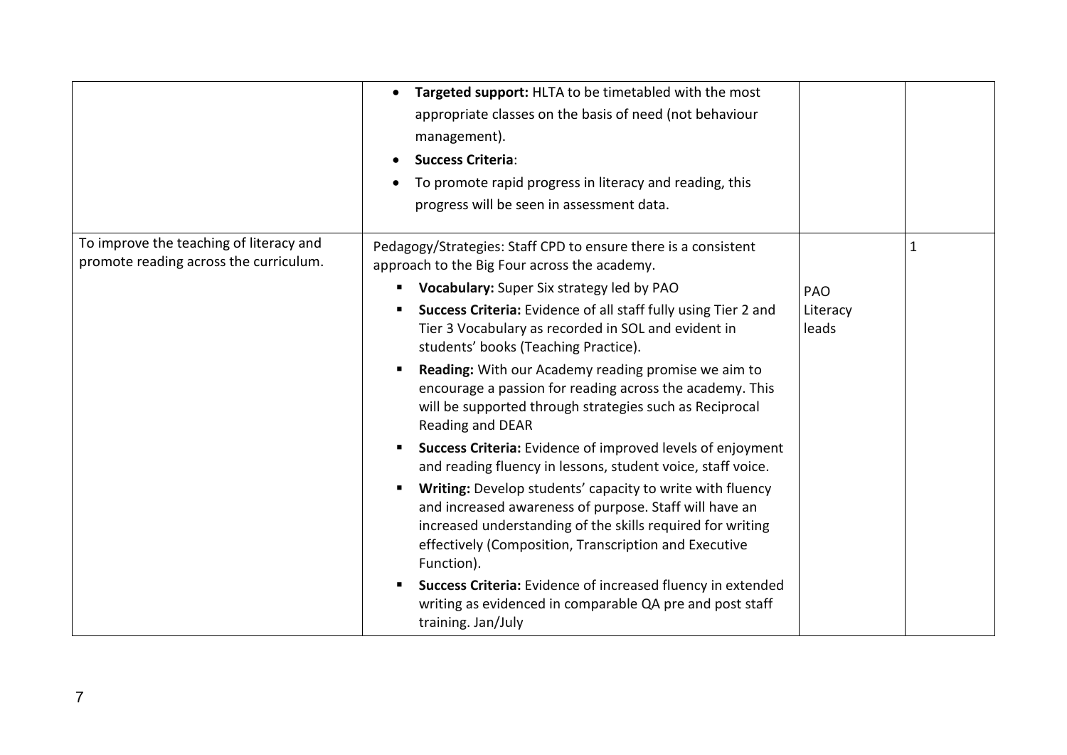|  |  |  |  |
|---|---|---|---|
|  | • **Targeted support:** HLTA to be timetabled with the most appropriate classes on the basis of need (not behaviour management).<br>• **Success Criteria**:<br>• To promote rapid progress in literacy and reading, this progress will be seen in assessment data. |  |  |
| To improve the teaching of literacy and promote reading across the curriculum. | Pedagogy/Strategies: Staff CPD to ensure there is a consistent approach to the Big Four across the academy.<br>▪ **Vocabulary:** Super Six strategy led by PAO<br>▪ **Success Criteria:** Evidence of all staff fully using Tier 2 and Tier 3 Vocabulary as recorded in SOL and evident in students' books (Teaching Practice).<br>▪ **Reading:** With our Academy reading promise we aim to encourage a passion for reading across the academy. This will be supported through strategies such as Reciprocal Reading and DEAR<br>▪ **Success Criteria:** Evidence of improved levels of enjoyment and reading fluency in lessons, student voice, staff voice.<br>▪ **Writing:** Develop students' capacity to write with fluency and increased awareness of purpose. Staff will have an increased understanding of the skills required for writing effectively (Composition, Transcription and Executive Function).<br>▪ **Success Criteria:** Evidence of increased fluency in extended writing as evidenced in comparable QA pre and post staff training. Jan/July | PAO<br>Literacy leads | 1 |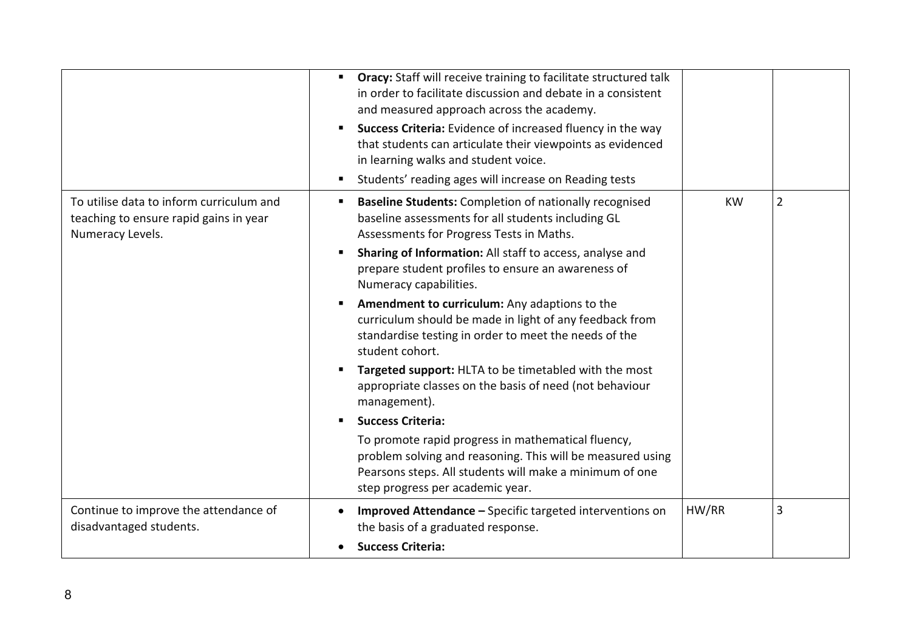| | | | |
|---|---|---|---|
| | ▪ **Oracy:** Staff will receive training to facilitate structured talk in order to facilitate discussion and debate in a consistent and measured approach across the academy.<br>▪ **Success Criteria:** Evidence of increased fluency in the way that students can articulate their viewpoints as evidenced in learning walks and student voice.<br>▪ Students' reading ages will increase on Reading tests | | |
| To utilise data to inform curriculum and teaching to ensure rapid gains in year Numeracy Levels. | ▪ **Baseline Students:** Completion of nationally recognised baseline assessments for all students including GL Assessments for Progress Tests in Maths.<br>▪ **Sharing of Information:** All staff to access, analyse and prepare student profiles to ensure an awareness of Numeracy capabilities.<br>▪ **Amendment to curriculum:** Any adaptions to the curriculum should be made in light of any feedback from standardise testing in order to meet the needs of the student cohort.<br>▪ **Targeted support:** HLTA to be timetabled with the most appropriate classes on the basis of need (not behaviour management).<br>▪ **Success Criteria:**<br>To promote rapid progress in mathematical fluency, problem solving and reasoning. This will be measured using Pearsons steps. All students will make a minimum of one step progress per academic year. | KW | 2 |
| Continue to improve the attendance of disadvantaged students. | • **Improved Attendance –** Specific targeted interventions on the basis of a graduated response.<br>• **Success Criteria:** | HW/RR | 3 |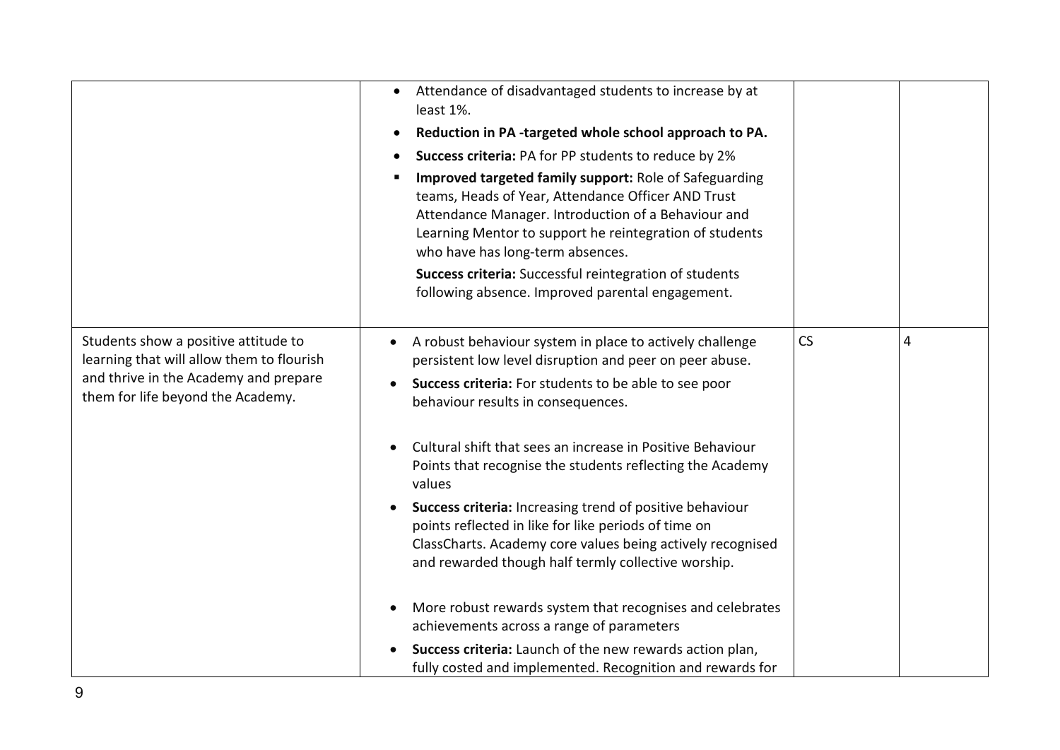| | | | |
|---|---|---|---|
| | • Attendance of disadvantaged students to increase by at least 1%.<br>• **Reduction in PA -targeted whole school approach to PA.**<br>• **Success criteria:** PA for PP students to reduce by 2%<br>▪ **Improved targeted family support:** Role of Safeguarding teams, Heads of Year, Attendance Officer AND Trust Attendance Manager. Introduction of a Behaviour and Learning Mentor to support he reintegration of students who have has long-term absences.<br>**Success criteria:** Successful reintegration of students following absence. Improved parental engagement. | | |
| Students show a positive attitude to learning that will allow them to flourish and thrive in the Academy and prepare them for life beyond the Academy. | • A robust behaviour system in place to actively challenge persistent low level disruption and peer on peer abuse.<br>• **Success criteria:** For students to be able to see poor behaviour results in consequences.<br><br>• Cultural shift that sees an increase in Positive Behaviour Points that recognise the students reflecting the Academy values<br>• **Success criteria:** Increasing trend of positive behaviour points reflected in like for like periods of time on ClassCharts. Academy core values being actively recognised and rewarded though half termly collective worship.<br><br>• More robust rewards system that recognises and celebrates achievements across a range of parameters<br>• **Success criteria:** Launch of the new rewards action plan, fully costed and implemented. Recognition and rewards for | CS | 4 |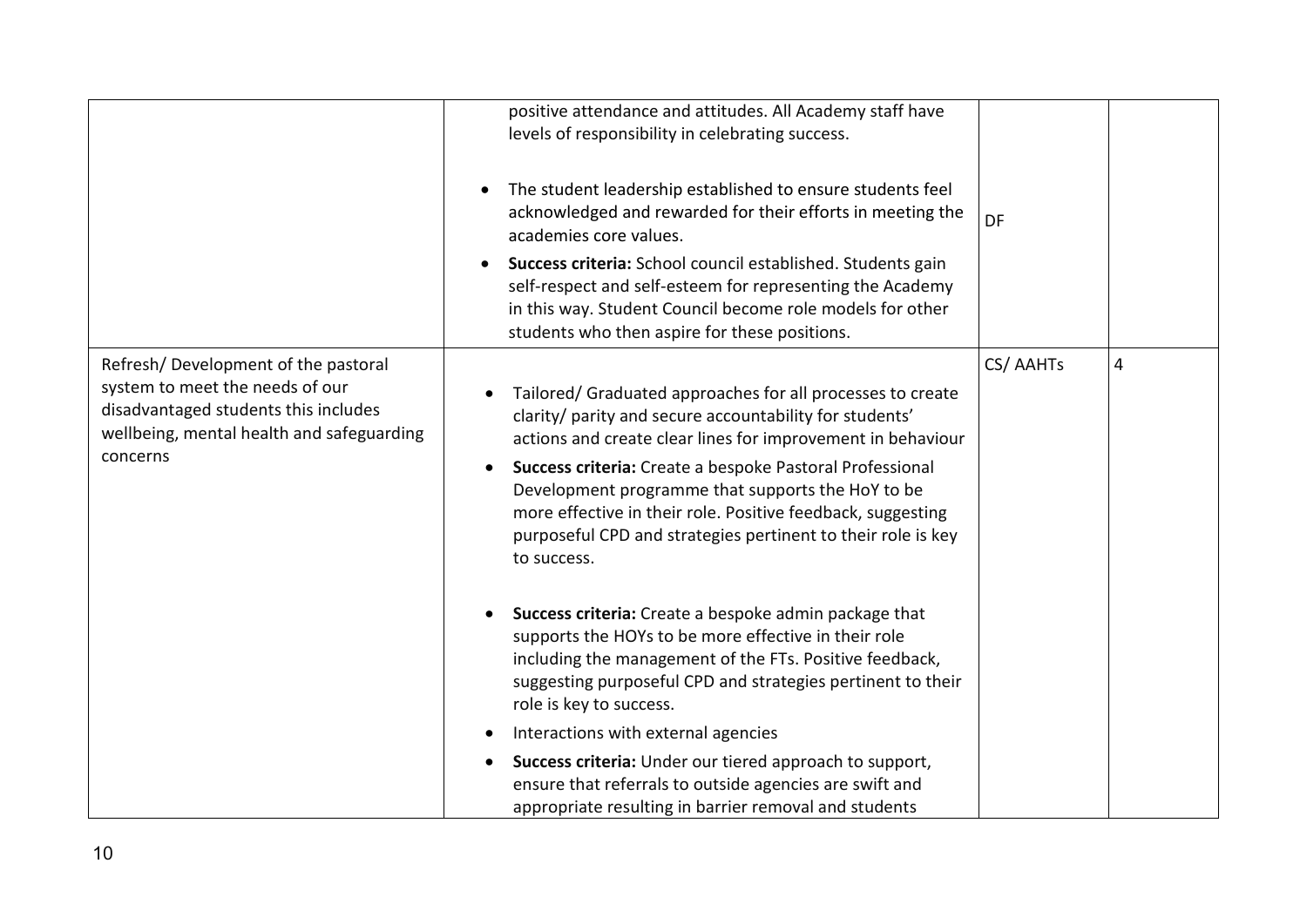| | | | |
|---|---|---|---|
| | positive attendance and attitudes. All Academy staff have levels of responsibility in celebrating success.<br><br>• The student leadership established to ensure students feel acknowledged and rewarded for their efforts in meeting the academies core values.<br>• **Success criteria:** School council established. Students gain self-respect and self-esteem for representing the Academy in this way. Student Council become role models for other students who then aspire for these positions. | DF | |
| Refresh/ Development of the pastoral system to meet the needs of our disadvantaged students this includes wellbeing, mental health and safeguarding concerns | • Tailored/ Graduated approaches for all processes to create clarity/ parity and secure accountability for students' actions and create clear lines for improvement in behaviour<br>• **Success criteria:** Create a bespoke Pastoral Professional Development programme that supports the HoY to be more effective in their role. Positive feedback, suggesting purposeful CPD and strategies pertinent to their role is key to success.<br><br>• **Success criteria:** Create a bespoke admin package that supports the HOYs to be more effective in their role including the management of the FTs. Positive feedback, suggesting purposeful CPD and strategies pertinent to their role is key to success.<br>• Interactions with external agencies<br>• **Success criteria:** Under our tiered approach to support, ensure that referrals to outside agencies are swift and appropriate resulting in barrier removal and students | CS/ AAHTs | 4 |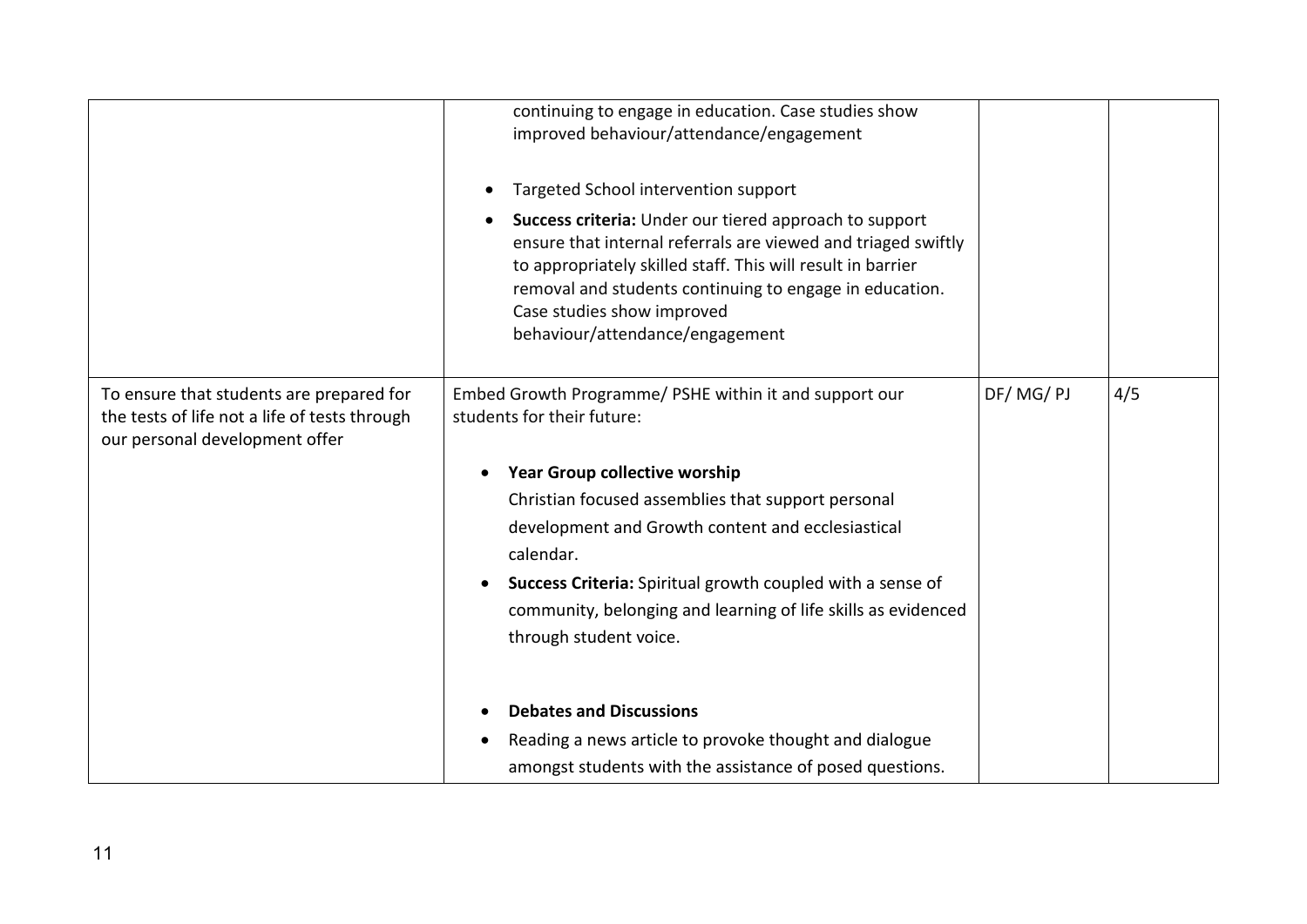| | | | |
|---|---|---|---|
| | continuing to engage in education. Case studies show improved behaviour/attendance/engagement<br><br>• Targeted School intervention support<br>• **Success criteria:** Under our tiered approach to support ensure that internal referrals are viewed and triaged swiftly to appropriately skilled staff. This will result in barrier removal and students continuing to engage in education. Case studies show improved behaviour/attendance/engagement | | |
| To ensure that students are prepared for the tests of life not a life of tests through our personal development offer | Embed Growth Programme/ PSHE within it and support our students for their future:<br><br>• **Year Group collective worship**<br>Christian focused assemblies that support personal development and Growth content and ecclesiastical calendar.<br>• **Success Criteria:** Spiritual growth coupled with a sense of community, belonging and learning of life skills as evidenced through student voice.<br><br>• **Debates and Discussions**<br>• Reading a news article to provoke thought and dialogue amongst students with the assistance of posed questions. | DF/ MG/ PJ | 4/5 |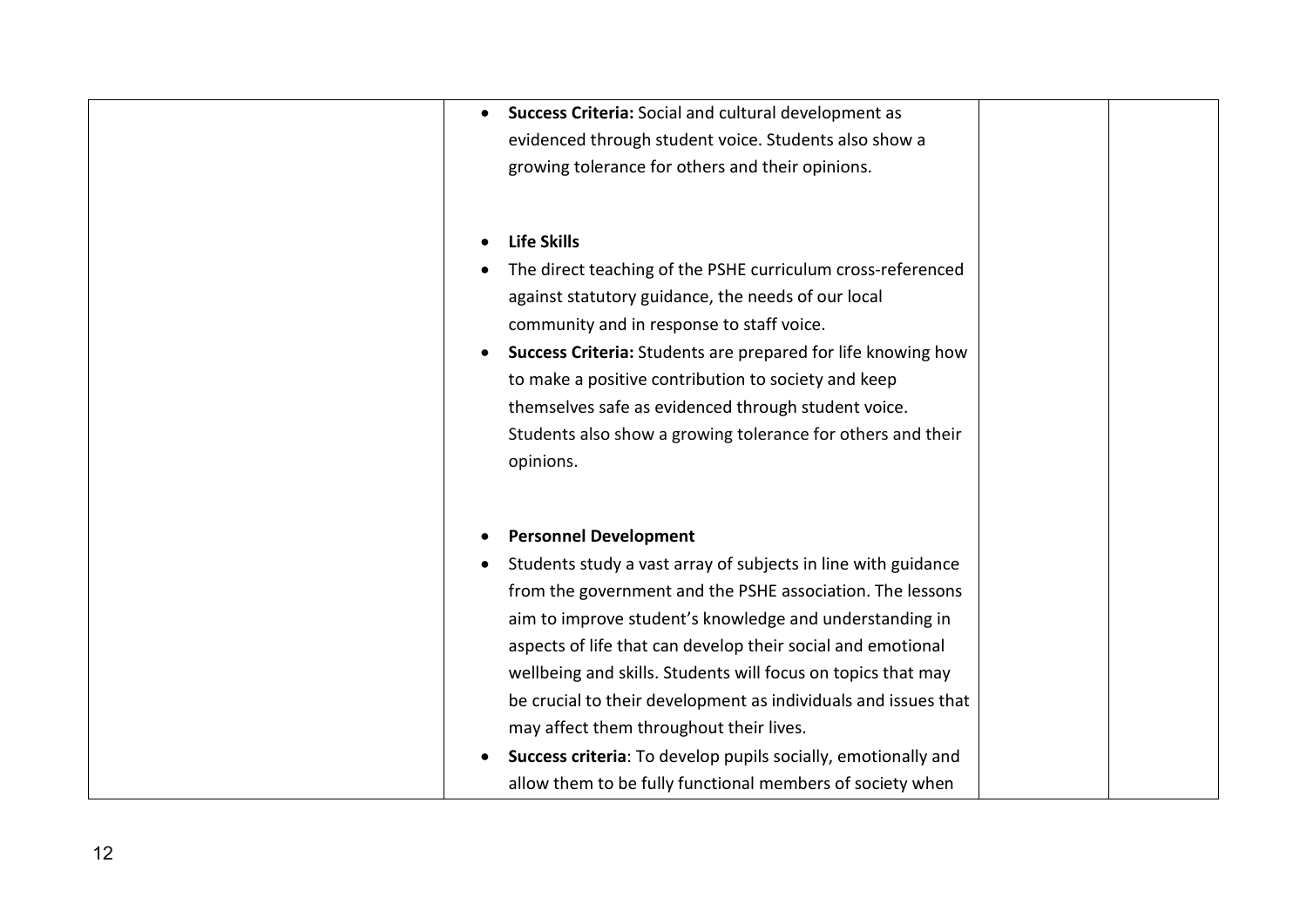| | | | |
|---|---|---|---|
| | <ul><li>**Success Criteria:** Social and cultural development as evidenced through student voice. Students also show a growing tolerance for others and their opinions.</li></ul><br><ul><li>**Life Skills**</li><li>The direct teaching of the PSHE curriculum cross-referenced against statutory guidance, the needs of our local community and in response to staff voice.</li><li>**Success Criteria:** Students are prepared for life knowing how to make a positive contribution to society and keep themselves safe as evidenced through student voice. Students also show a growing tolerance for others and their opinions.</li></ul><br><ul><li>**Personnel Development**</li><li>Students study a vast array of subjects in line with guidance from the government and the PSHE association. The lessons aim to improve student's knowledge and understanding in aspects of life that can develop their social and emotional wellbeing and skills. Students will focus on topics that may be crucial to their development as individuals and issues that may affect them throughout their lives.</li><li>**Success criteria**: To develop pupils socially, emotionally and allow them to be fully functional members of society when</li></ul> | | |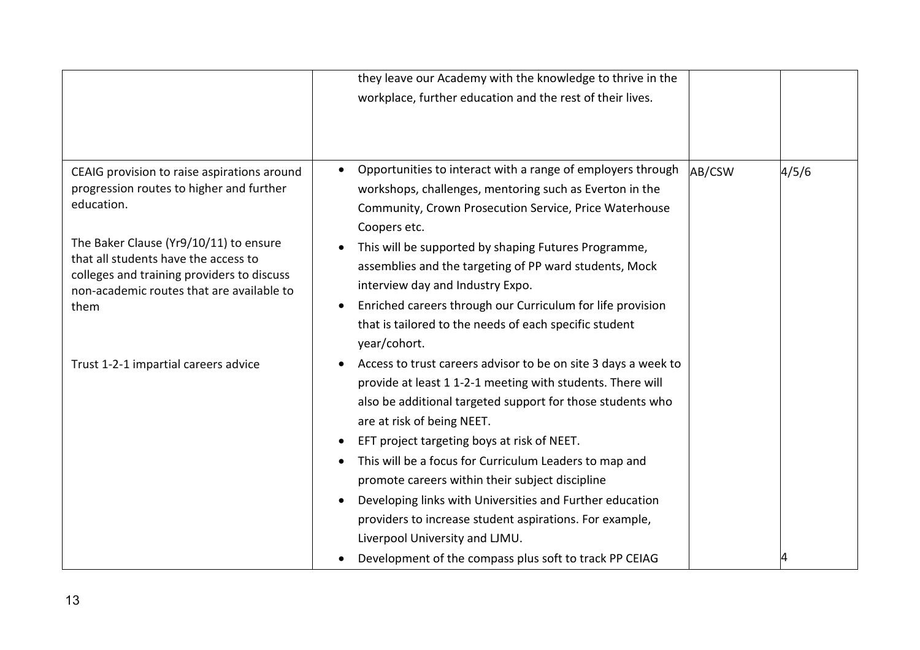| | | | |
|---|---|---|---|
| | they leave our Academy with the knowledge to thrive in the workplace, further education and the rest of their lives. | | |
| CEAIG provision to raise aspirations around progression routes to higher and further education.<br><br>The Baker Clause (Yr9/10/11) to ensure that all students have the access to colleges and training providers to discuss non-academic routes that are available to them<br><br>Trust 1-2-1 impartial careers advice | • Opportunities to interact with a range of employers through workshops, challenges, mentoring such as Everton in the Community, Crown Prosecution Service, Price Waterhouse Coopers etc.<br>• This will be supported by shaping Futures Programme, assemblies and the targeting of PP ward students, Mock interview day and Industry Expo.<br>• Enriched careers through our Curriculum for life provision that is tailored to the needs of each specific student year/cohort.<br>• Access to trust careers advisor to be on site 3 days a week to provide at least 1 1-2-1 meeting with students. There will also be additional targeted support for those students who are at risk of being NEET.<br>• EFT project targeting boys at risk of NEET.<br>• This will be a focus for Curriculum Leaders to map and promote careers within their subject discipline<br>• Developing links with Universities and Further education providers to increase student aspirations. For example, Liverpool University and LJMU.<br>• Development of the compass plus soft to track PP CEIAG | AB/CSW | 4/5/6<br><br>4 |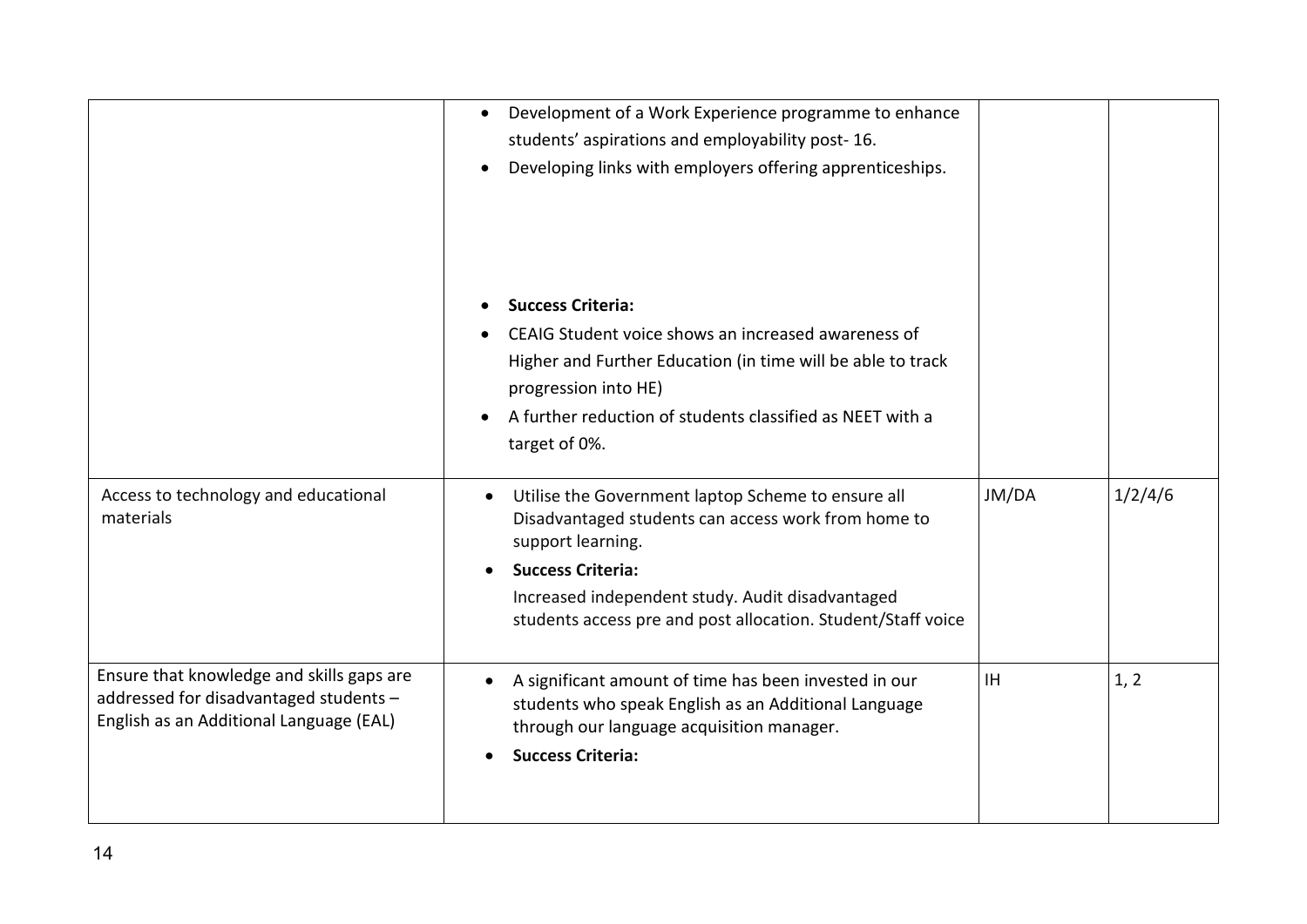| | | | |
|---|---|---|---|
| | • Development of a Work Experience programme to enhance students' aspirations and employability post- 16.<br>• Developing links with employers offering apprenticeships.<br><br>• **Success Criteria:**<br>• CEAIG Student voice shows an increased awareness of Higher and Further Education (in time will be able to track progression into HE)<br>• A further reduction of students classified as NEET with a target of 0%. | | |
| Access to technology and educational materials | • Utilise the Government laptop Scheme to ensure all Disadvantaged students can access work from home to support learning.<br>• **Success Criteria:**<br>Increased independent study. Audit disadvantaged students access pre and post allocation. Student/Staff voice | JM/DA | 1/2/4/6 |
| Ensure that knowledge and skills gaps are addressed for disadvantaged students – English as an Additional Language (EAL) | • A significant amount of time has been invested in our students who speak English as an Additional Language through our language acquisition manager.<br>• **Success Criteria:** | IH | 1, 2 |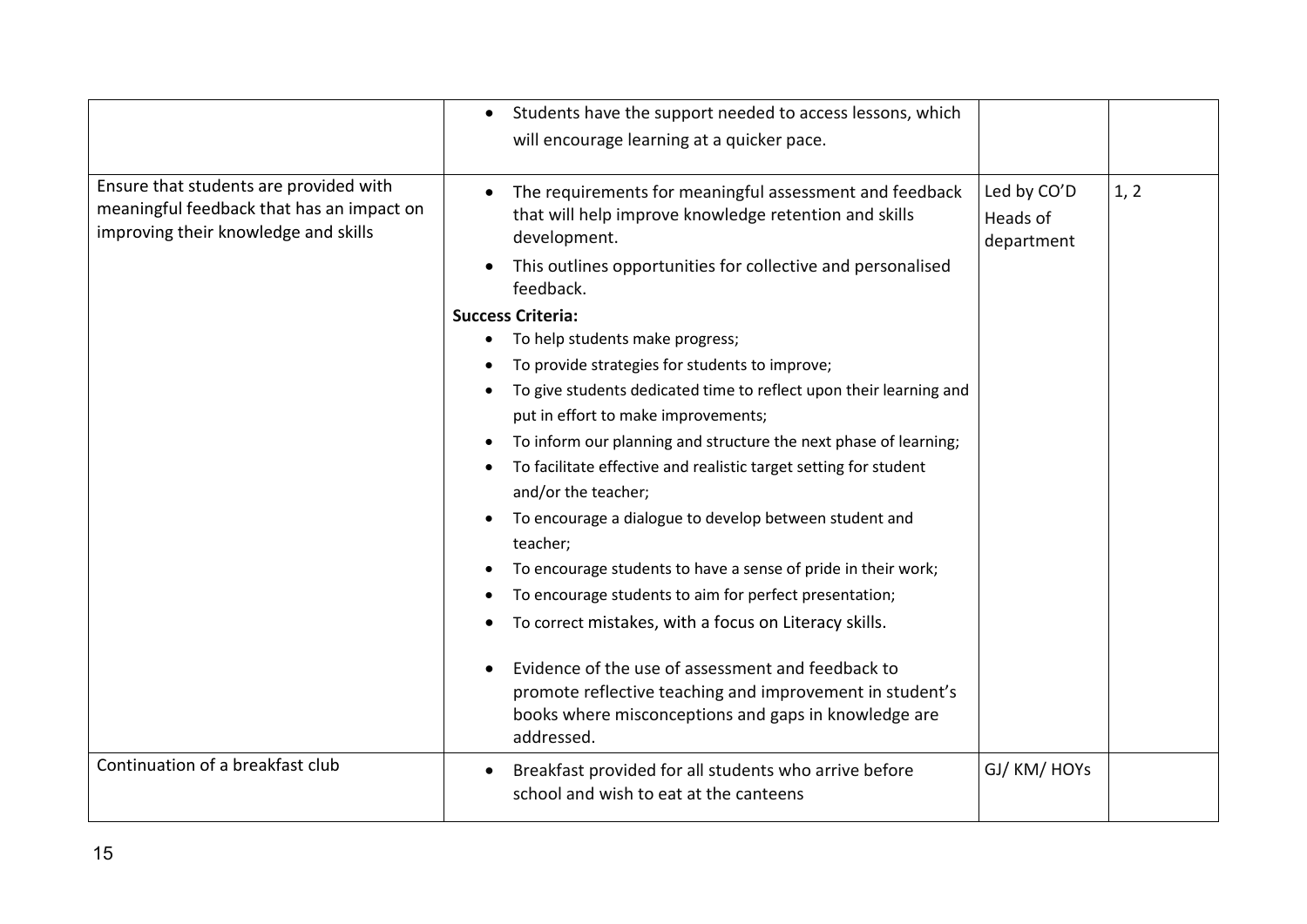| | | | |
|---|---|---|---|
| | • Students have the support needed to access lessons, which will encourage learning at a quicker pace. | | |
| Ensure that students are provided with meaningful feedback that has an impact on improving their knowledge and skills | • The requirements for meaningful assessment and feedback that will help improve knowledge retention and skills development.<br>• This outlines opportunities for collective and personalised feedback.<br>**Success Criteria:**<br>• To help students make progress;<br>• To provide strategies for students to improve;<br>• To give students dedicated time to reflect upon their learning and put in effort to make improvements;<br>• To inform our planning and structure the next phase of learning;<br>• To facilitate effective and realistic target setting for student and/or the teacher;<br>• To encourage a dialogue to develop between student and teacher;<br>• To encourage students to have a sense of pride in their work;<br>• To encourage students to aim for perfect presentation;<br>• To correct mistakes, with a focus on Literacy skills.<br><br>• Evidence of the use of assessment and feedback to promote reflective teaching and improvement in student's books where misconceptions and gaps in knowledge are addressed. | Led by CO'D Heads of department | 1, 2 |
| Continuation of a breakfast club | • Breakfast provided for all students who arrive before school and wish to eat at the canteens | GJ/ KM/ HOYs | |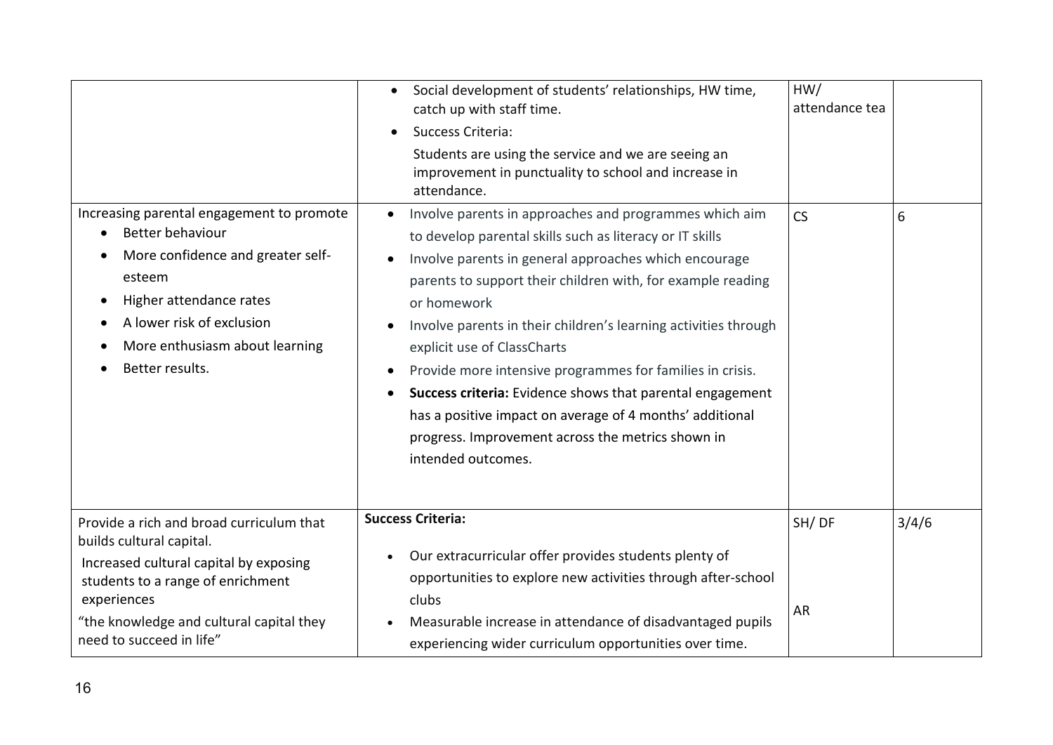| | | | |
|---|---|---|---|
| | • Social development of students' relationships, HW time, catch up with staff time.<br>• Success Criteria:<br>Students are using the service and we are seeing an improvement in punctuality to school and increase in attendance. | HW/ attendance tea | |
| Increasing parental engagement to promote<br>• Better behaviour<br>• More confidence and greater self-esteem<br>• Higher attendance rates<br>• A lower risk of exclusion<br>• More enthusiasm about learning<br>• Better results. | • Involve parents in approaches and programmes which aim to develop parental skills such as literacy or IT skills<br>• Involve parents in general approaches which encourage parents to support their children with, for example reading or homework<br>• Involve parents in their children's learning activities through explicit use of ClassCharts<br>• Provide more intensive programmes for families in crisis.<br>• **Success criteria:** Evidence shows that parental engagement has a positive impact on average of 4 months' additional progress. Improvement across the metrics shown in intended outcomes. | CS | 6 |
| Provide a rich and broad curriculum that builds cultural capital.<br>Increased cultural capital by exposing students to a range of enrichment experiences<br>"the knowledge and cultural capital they need to succeed in life" | **Success Criteria:**<br>• Our extracurricular offer provides students plenty of opportunities to explore new activities through after-school clubs<br>• Measurable increase in attendance of disadvantaged pupils experiencing wider curriculum opportunities over time. | SH/ DF<br><br>AR | 3/4/6 |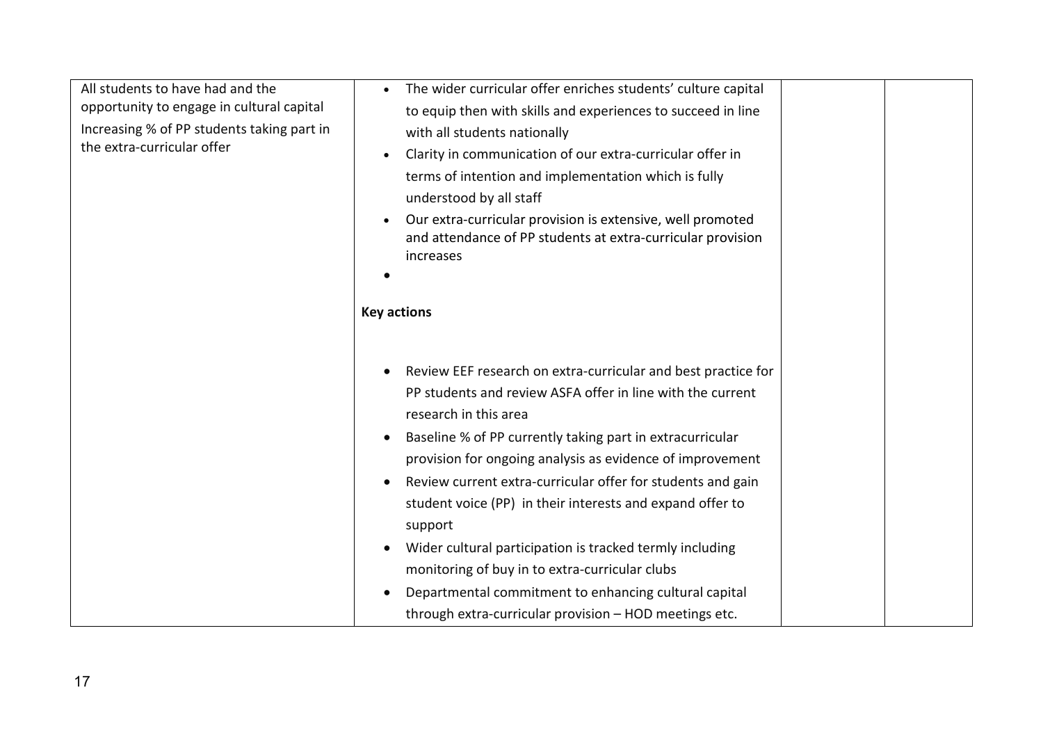| | | | |
|---|---|---|---|
| All students to have had and the opportunity to engage in cultural capital<br>Increasing % of PP students taking part in the extra-curricular offer | • The wider curricular offer enriches students' culture capital to equip then with skills and experiences to succeed in line with all students nationally<br>• Clarity in communication of our extra-curricular offer in terms of intention and implementation which is fully understood by all staff<br>• Our extra-curricular provision is extensive, well promoted and attendance of PP students at extra-curricular provision increases<br>•<br><br>**Key actions**<br><br>• Review EEF research on extra-curricular and best practice for PP students and review ASFA offer in line with the current research in this area<br>• Baseline % of PP currently taking part in extracurricular provision for ongoing analysis as evidence of improvement<br>• Review current extra-curricular offer for students and gain student voice (PP) in their interests and expand offer to support<br>• Wider cultural participation is tracked termly including monitoring of buy in to extra-curricular clubs<br>• Departmental commitment to enhancing cultural capital through extra-curricular provision – HOD meetings etc. | | |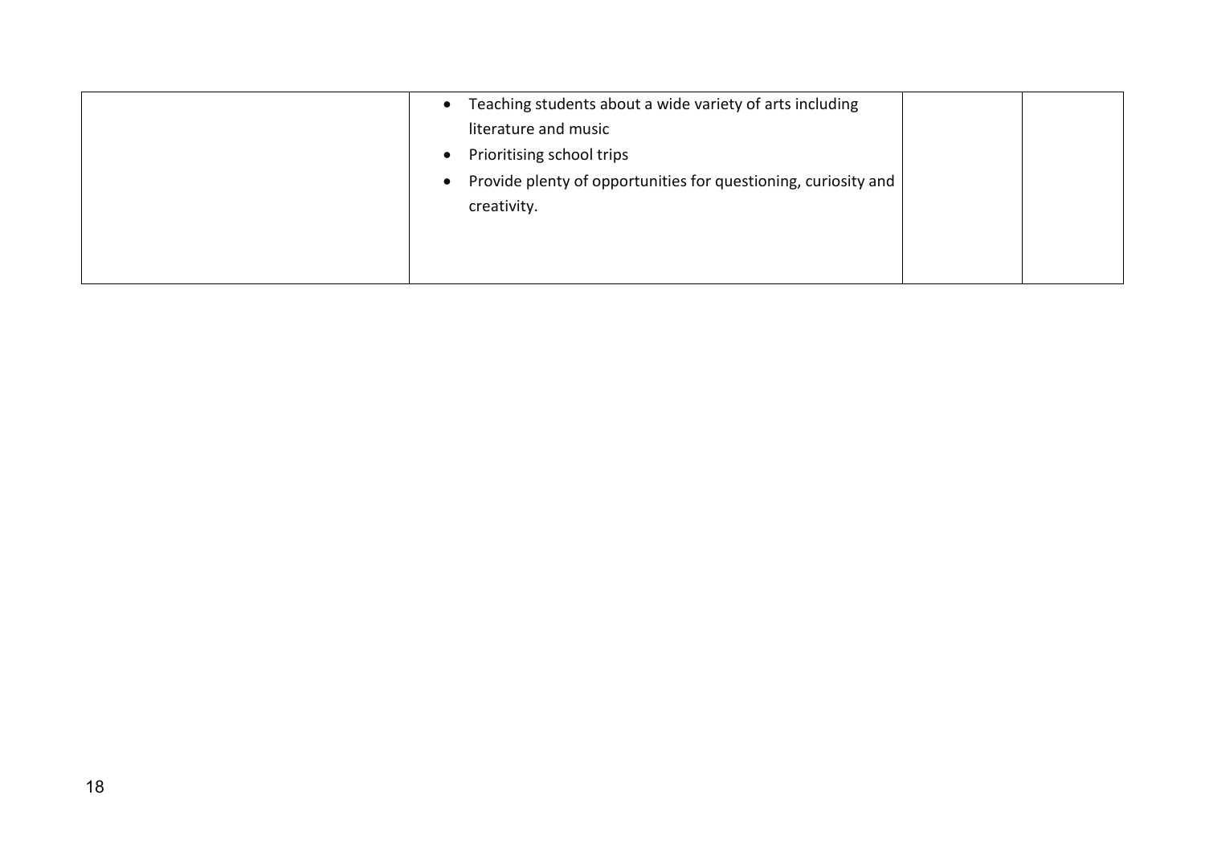| | | | |
|---|---|---|---|
| | • Teaching students about a wide variety of arts including literature and music<br>• Prioritising school trips<br>• Provide plenty of opportunities for questioning, curiosity and creativity. | | |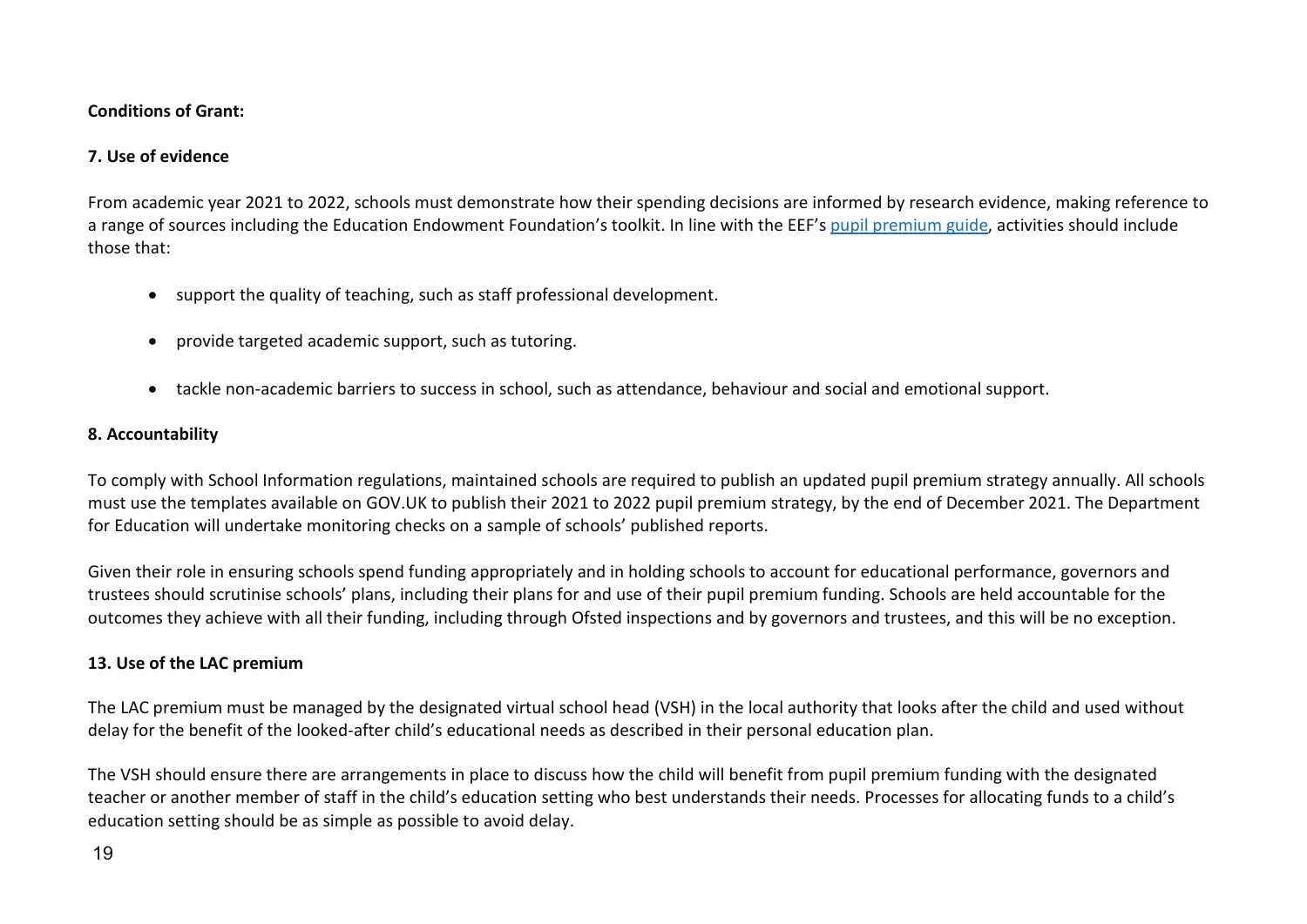**Conditions of Grant:**

**7. Use of evidence**

From academic year 2021 to 2022, schools must demonstrate how their spending decisions are informed by research evidence, making reference to a range of sources including the Education Endowment Foundation's toolkit. In line with the EEF's pupil premium guide, activities should include those that:

- support the quality of teaching, such as staff professional development.
- provide targeted academic support, such as tutoring.
- tackle non-academic barriers to success in school, such as attendance, behaviour and social and emotional support.

**8. Accountability**

To comply with School Information regulations, maintained schools are required to publish an updated pupil premium strategy annually. All schools must use the templates available on GOV.UK to publish their 2021 to 2022 pupil premium strategy, by the end of December 2021. The Department for Education will undertake monitoring checks on a sample of schools' published reports.

Given their role in ensuring schools spend funding appropriately and in holding schools to account for educational performance, governors and trustees should scrutinise schools' plans, including their plans for and use of their pupil premium funding. Schools are held accountable for the outcomes they achieve with all their funding, including through Ofsted inspections and by governors and trustees, and this will be no exception.

**13. Use of the LAC premium**

The LAC premium must be managed by the designated virtual school head (VSH) in the local authority that looks after the child and used without delay for the benefit of the looked-after child's educational needs as described in their personal education plan.

The VSH should ensure there are arrangements in place to discuss how the child will benefit from pupil premium funding with the designated teacher or another member of staff in the child's education setting who best understands their needs. Processes for allocating funds to a child's education setting should be as simple as possible to avoid delay.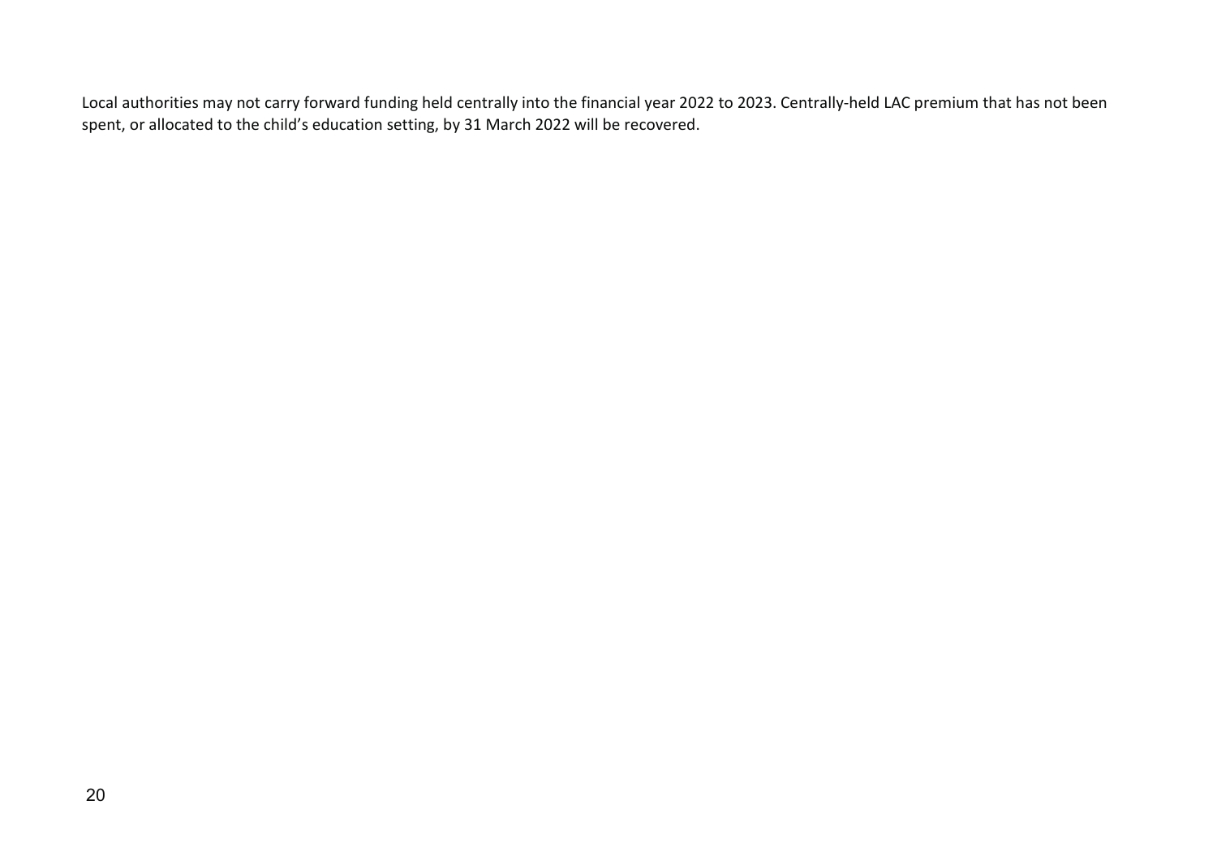Local authorities may not carry forward funding held centrally into the financial year 2022 to 2023. Centrally-held LAC premium that has not been spent, or allocated to the child's education setting, by 31 March 2022 will be recovered.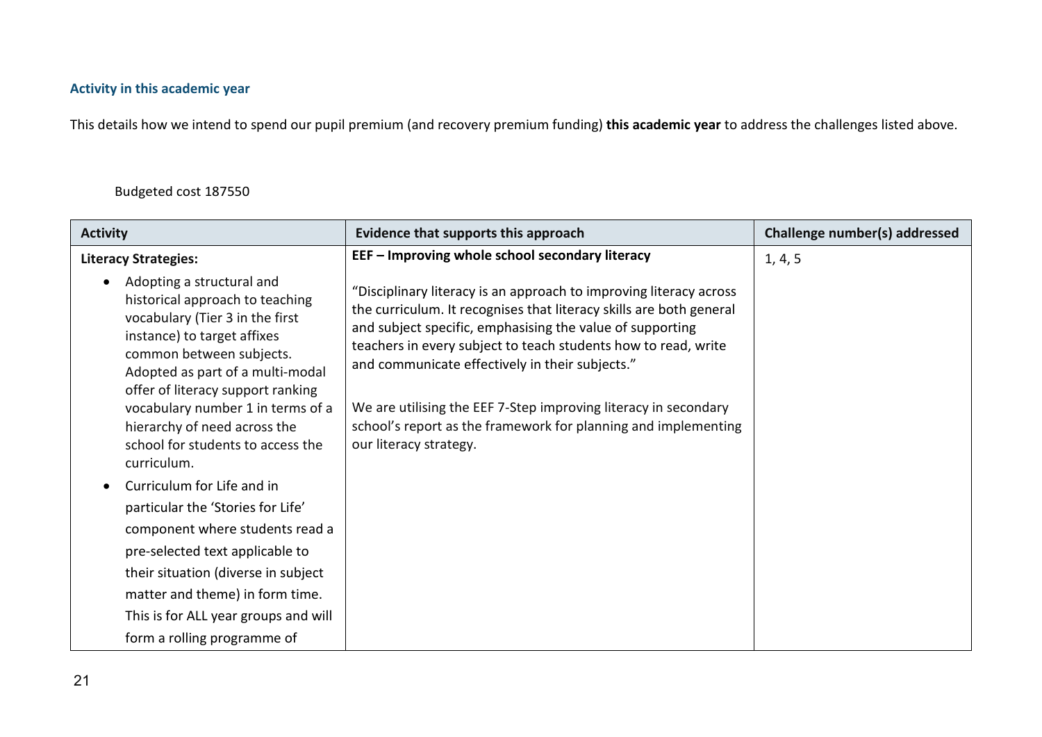### Activity in this academic year

This details how we intend to spend our pupil premium (and recovery premium funding) **this academic year** to address the challenges listed above.

Budgeted cost 187550

| Activity | Evidence that supports this approach | Challenge number(s) addressed |
|---|---|---|
| **Literacy Strategies:**<br>• Adopting a structural and historical approach to teaching vocabulary (Tier 3 in the first instance) to target affixes common between subjects. Adopted as part of a multi-modal offer of literacy support ranking vocabulary number 1 in terms of a hierarchy of need across the school for students to access the curriculum.<br>• Curriculum for Life and in particular the 'Stories for Life' component where students read a pre-selected text applicable to their situation (diverse in subject matter and theme) in form time. This is for ALL year groups and will form a rolling programme of | **EEF – Improving whole school secondary literacy**<br><br>"Disciplinary literacy is an approach to improving literacy across the curriculum. It recognises that literacy skills are both general and subject specific, emphasising the value of supporting teachers in every subject to teach students how to read, write and communicate effectively in their subjects."<br><br>We are utilising the EEF 7-Step improving literacy in secondary school's report as the framework for planning and implementing our literacy strategy. | 1, 4, 5 |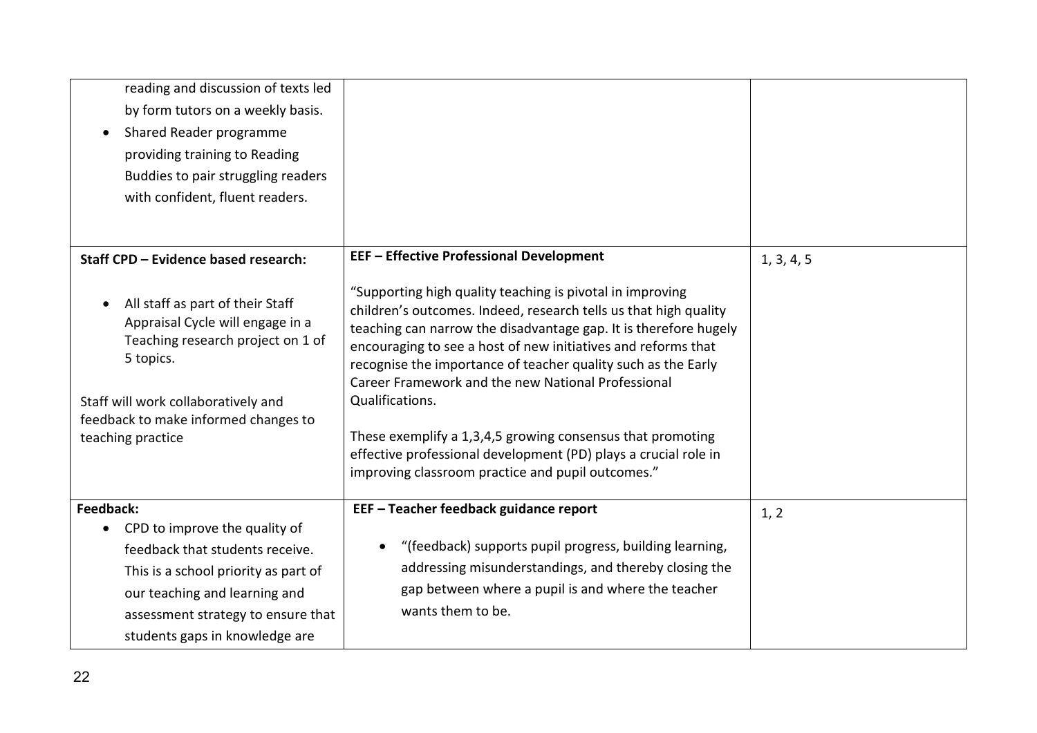| | | |
|---|---|---|
| reading and discussion of texts led by form tutors on a weekly basis.<br>• Shared Reader programme providing training to Reading Buddies to pair struggling readers with confident, fluent readers. | | |
| **Staff CPD – Evidence based research:**<br><br>• All staff as part of their Staff Appraisal Cycle will engage in a Teaching research project on 1 of 5 topics.<br><br>Staff will work collaboratively and feedback to make informed changes to teaching practice | **EEF – Effective Professional Development**<br><br>"Supporting high quality teaching is pivotal in improving children's outcomes. Indeed, research tells us that high quality teaching can narrow the disadvantage gap. It is therefore hugely encouraging to see a host of new initiatives and reforms that recognise the importance of teacher quality such as the Early Career Framework and the new National Professional Qualifications.<br><br>These exemplify a 1,3,4,5 growing consensus that promoting effective professional development (PD) plays a crucial role in improving classroom practice and pupil outcomes." | 1, 3, 4, 5 |
| **Feedback:**<br>• CPD to improve the quality of feedback that students receive. This is a school priority as part of our teaching and learning and assessment strategy to ensure that students gaps in knowledge are | **EEF – Teacher feedback guidance report**<br><br>• "(feedback) supports pupil progress, building learning, addressing misunderstandings, and thereby closing the gap between where a pupil is and where the teacher wants them to be. | 1, 2 |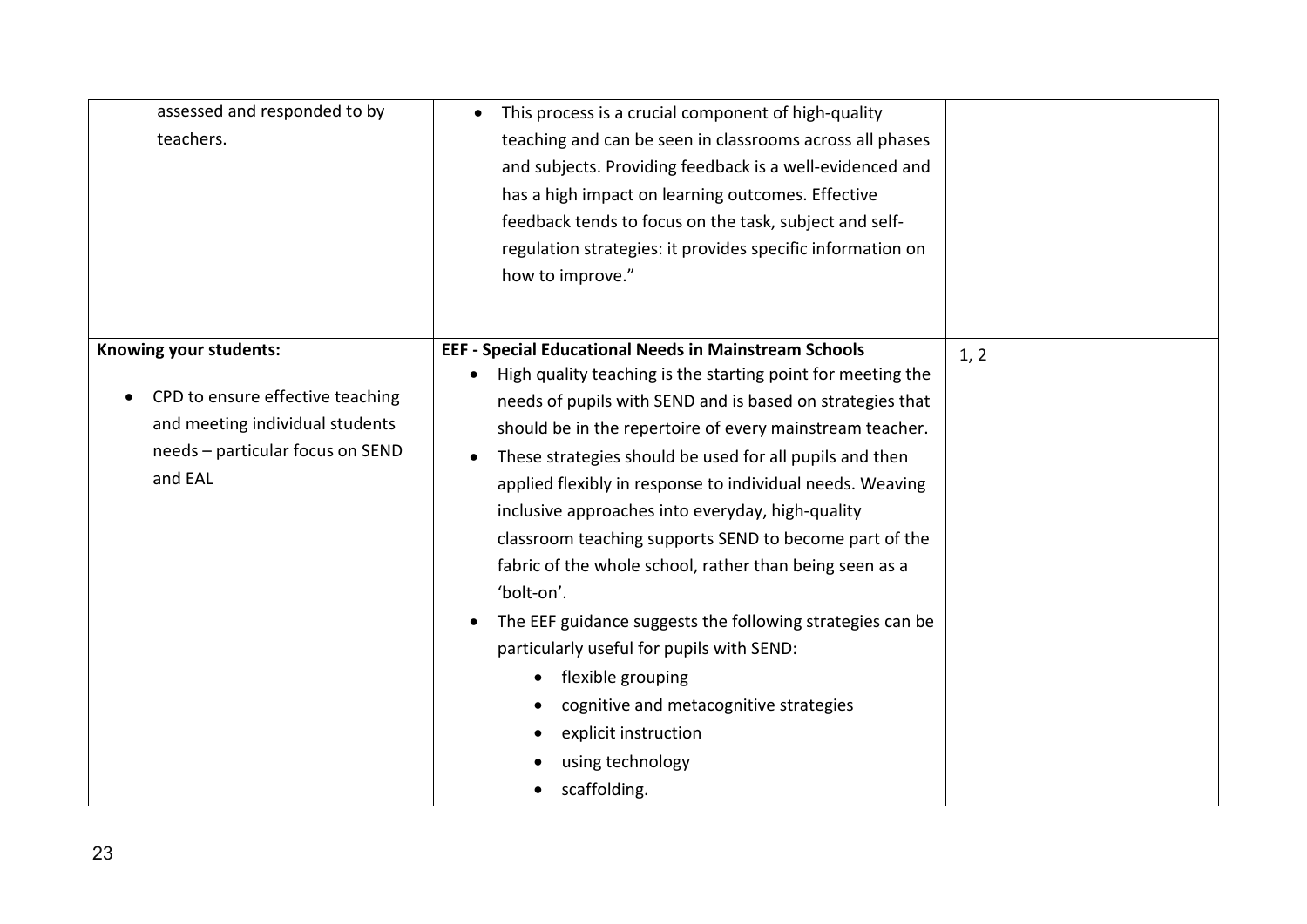| | | |
|---|---|---|
| assessed and responded to by teachers. | • This process is a crucial component of high-quality teaching and can be seen in classrooms across all phases and subjects. Providing feedback is a well-evidenced and has a high impact on learning outcomes. Effective feedback tends to focus on the task, subject and self-regulation strategies: it provides specific information on how to improve." | |
| **Knowing your students:**<br><br>• CPD to ensure effective teaching and meeting individual students needs – particular focus on SEND and EAL | **EEF - Special Educational Needs in Mainstream Schools**<br>• High quality teaching is the starting point for meeting the needs of pupils with SEND and is based on strategies that should be in the repertoire of every mainstream teacher.<br>• These strategies should be used for all pupils and then applied flexibly in response to individual needs. Weaving inclusive approaches into everyday, high-quality classroom teaching supports SEND to become part of the fabric of the whole school, rather than being seen as a 'bolt-on'.<br>• The EEF guidance suggests the following strategies can be particularly useful for pupils with SEND:<br>  • flexible grouping<br>  • cognitive and metacognitive strategies<br>  • explicit instruction<br>  • using technology<br>  • scaffolding. | 1, 2 |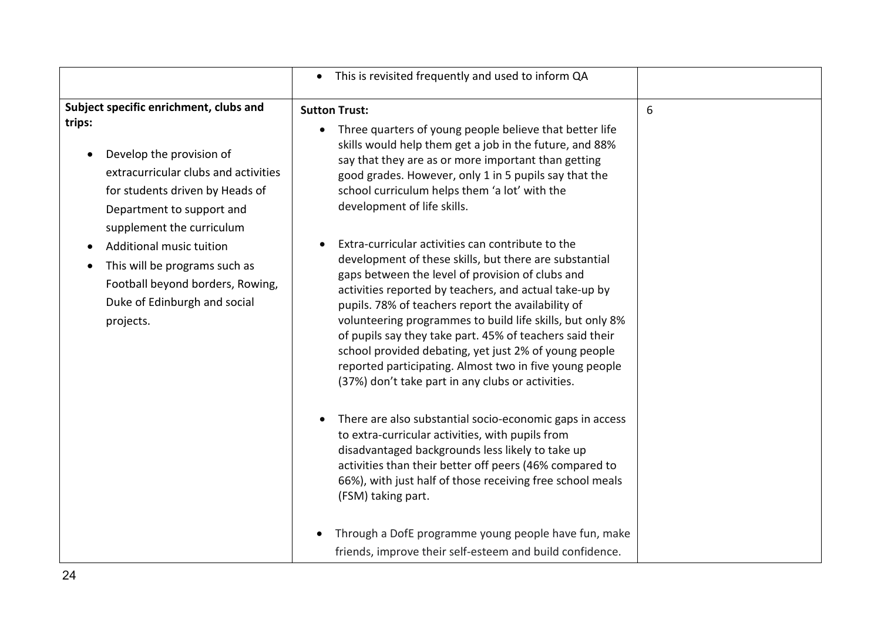| | | |
|---|---|---|
| | • This is revisited frequently and used to inform QA | |
| **Subject specific enrichment, clubs and trips:**<br><br>• Develop the provision of extracurricular clubs and activities for students driven by Heads of Department to support and supplement the curriculum<br>• Additional music tuition<br>• This will be programs such as Football beyond borders, Rowing, Duke of Edinburgh and social projects. | **Sutton Trust:**<br><br>• Three quarters of young people believe that better life skills would help them get a job in the future, and 88% say that they are as or more important than getting good grades. However, only 1 in 5 pupils say that the school curriculum helps them 'a lot' with the development of life skills.<br><br>• Extra-curricular activities can contribute to the development of these skills, but there are substantial gaps between the level of provision of clubs and activities reported by teachers, and actual take-up by pupils. 78% of teachers report the availability of volunteering programmes to build life skills, but only 8% of pupils say they take part. 45% of teachers said their school provided debating, yet just 2% of young people reported participating. Almost two in five young people (37%) don't take part in any clubs or activities.<br><br>• There are also substantial socio-economic gaps in access to extra-curricular activities, with pupils from disadvantaged backgrounds less likely to take up activities than their better off peers (46% compared to 66%), with just half of those receiving free school meals (FSM) taking part.<br><br>• Through a DofE programme young people have fun, make friends, improve their self-esteem and build confidence. | 6 |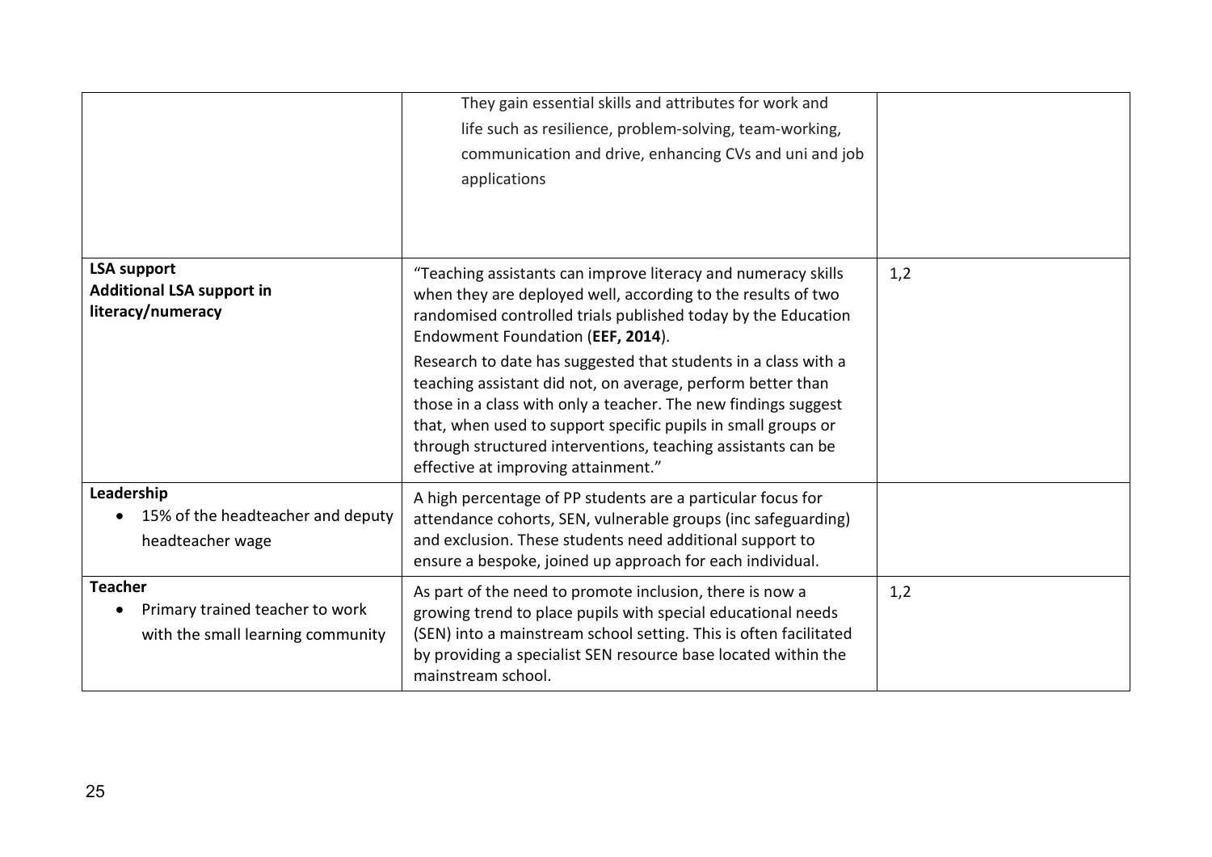| | | |
|---|---|---|
| | They gain essential skills and attributes for work and life such as resilience, problem-solving, team-working, communication and drive, enhancing CVs and uni and job applications | |
| **LSA support**<br>**Additional LSA support in literacy/numeracy** | "Teaching assistants can improve literacy and numeracy skills when they are deployed well, according to the results of two randomised controlled trials published today by the Education Endowment Foundation (**EEF, 2014**).<br>Research to date has suggested that students in a class with a teaching assistant did not, on average, perform better than those in a class with only a teacher. The new findings suggest that, when used to support specific pupils in small groups or through structured interventions, teaching assistants can be effective at improving attainment." | 1,2 |
| **Leadership**<br>• 15% of the headteacher and deputy headteacher wage | A high percentage of PP students are a particular focus for attendance cohorts, SEN, vulnerable groups (inc safeguarding) and exclusion. These students need additional support to ensure a bespoke, joined up approach for each individual. | |
| **Teacher**<br>• Primary trained teacher to work with the small learning community | As part of the need to promote inclusion, there is now a growing trend to place pupils with special educational needs (SEN) into a mainstream school setting. This is often facilitated by providing a specialist SEN resource base located within the mainstream school. | 1,2 |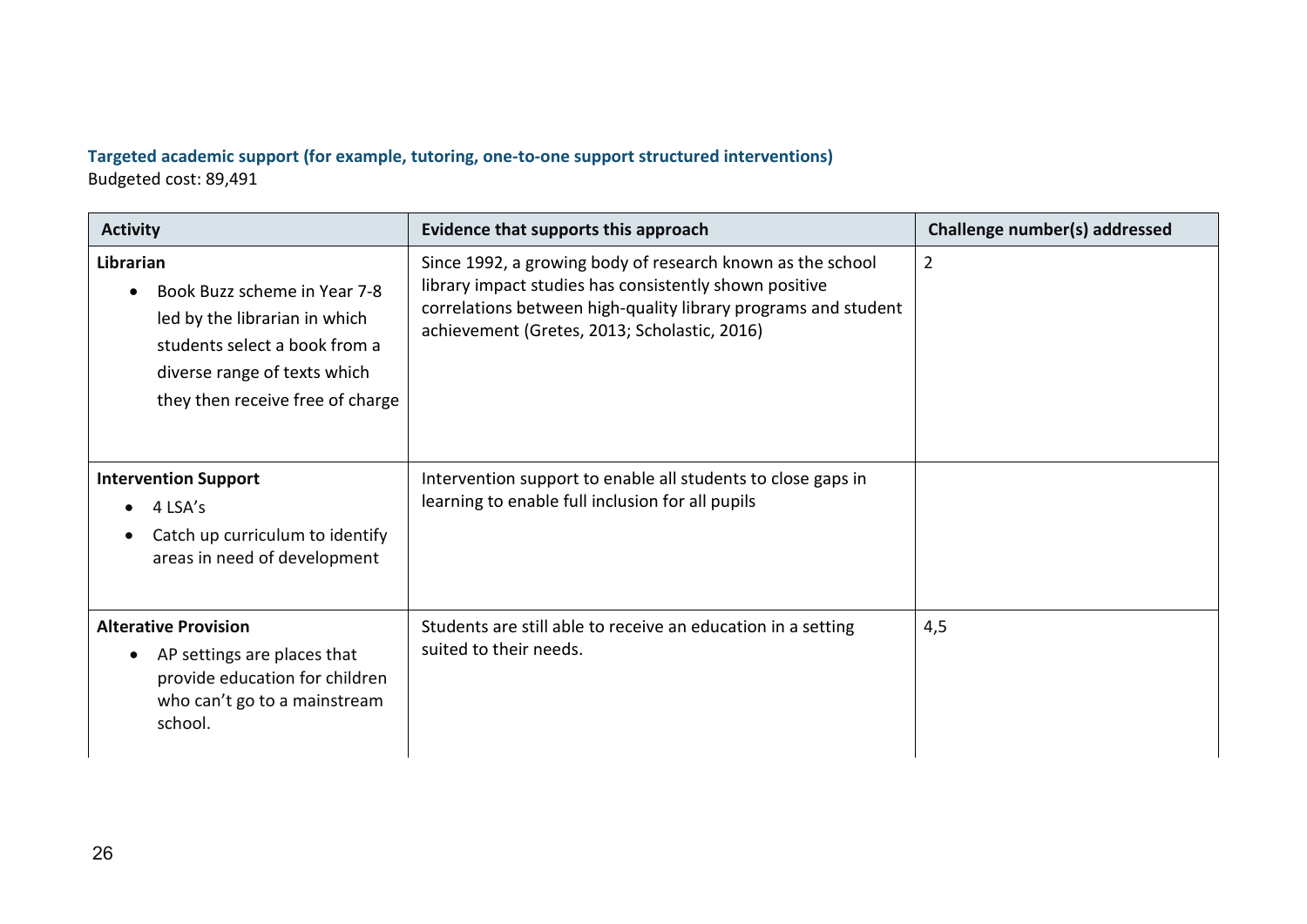### Targeted academic support (for example, tutoring, one-to-one support structured interventions)

Budgeted cost: 89,491

| Activity | Evidence that supports this approach | Challenge number(s) addressed |
|---|---|---|
| **Librarian**<br>• Book Buzz scheme in Year 7-8 led by the librarian in which students select a book from a diverse range of texts which they then receive free of charge | Since 1992, a growing body of research known as the school library impact studies has consistently shown positive correlations between high-quality library programs and student achievement (Gretes, 2013; Scholastic, 2016) | 2 |
| **Intervention Support**<br>• 4 LSA's<br>• Catch up curriculum to identify areas in need of development | Intervention support to enable all students to close gaps in learning to enable full inclusion for all pupils | |
| **Alterative Provision**<br>• AP settings are places that provide education for children who can't go to a mainstream school. | Students are still able to receive an education in a setting suited to their needs. | 4,5 |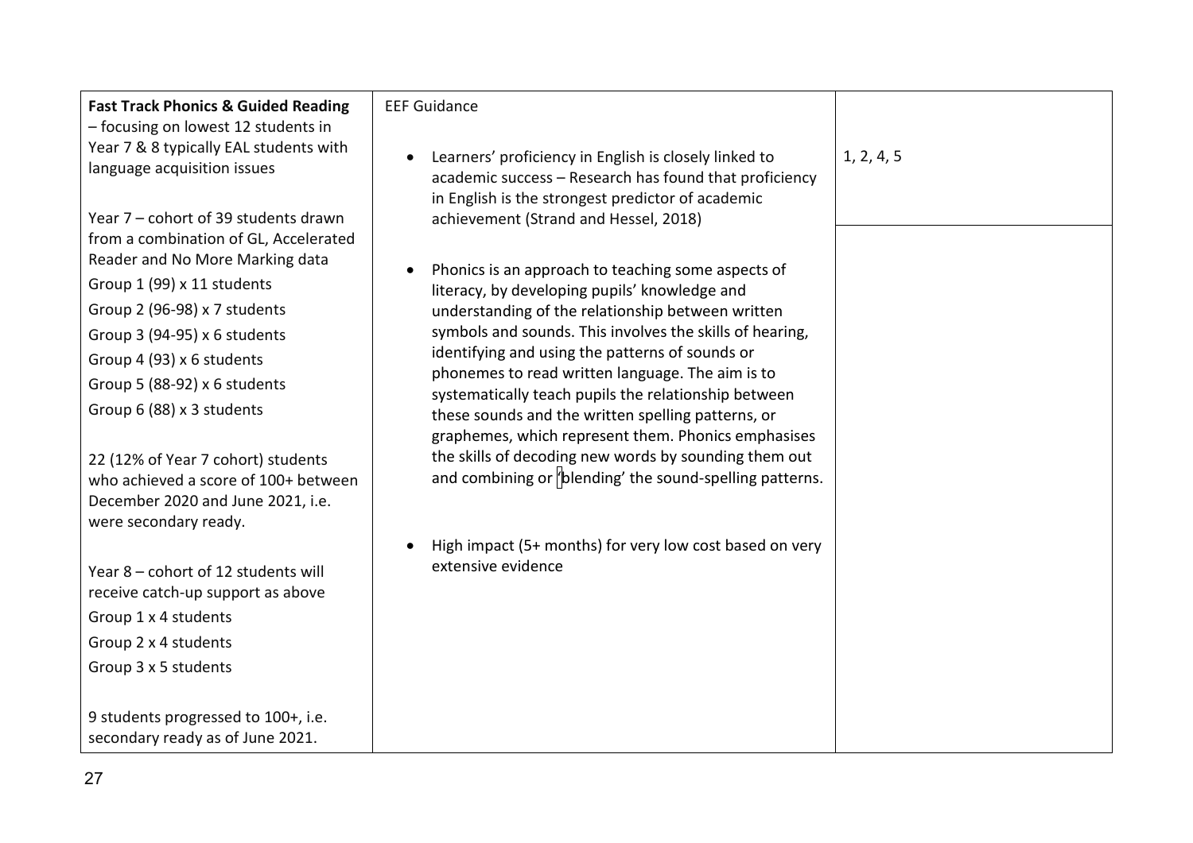| | | |
|---|---|---|
| **Fast Track Phonics & Guided Reading** – focusing on lowest 12 students in Year 7 & 8 typically EAL students with language acquisition issues<br><br>Year 7 – cohort of 39 students drawn from a combination of GL, Accelerated Reader and No More Marking data<br>Group 1 (99) x 11 students<br>Group 2 (96-98) x 7 students<br>Group 3 (94-95) x 6 students<br>Group 4 (93) x 6 students<br>Group 5 (88-92) x 6 students<br>Group 6 (88) x 3 students<br><br>22 (12% of Year 7 cohort) students who achieved a score of 100+ between December 2020 and June 2021, i.e. were secondary ready.<br><br>Year 8 – cohort of 12 students will receive catch-up support as above<br>Group 1 x 4 students<br>Group 2 x 4 students<br>Group 3 x 5 students<br><br>9 students progressed to 100+, i.e. secondary ready as of June 2021. | EEF Guidance<br><br>• Learners' proficiency in English is closely linked to academic success – Research has found that proficiency in English is the strongest predictor of academic achievement (Strand and Hessel, 2018)<br><br>• Phonics is an approach to teaching some aspects of literacy, by developing pupils' knowledge and understanding of the relationship between written symbols and sounds. This involves the skills of hearing, identifying and using the patterns of sounds or phonemes to read written language. The aim is to systematically teach pupils the relationship between these sounds and the written spelling patterns, or graphemes, which represent them. Phonics emphasises the skills of decoding new words by sounding them out and combining or 'blending' the sound-spelling patterns.<br><br>• High impact (5+ months) for very low cost based on very extensive evidence | 1, 2, 4, 5 |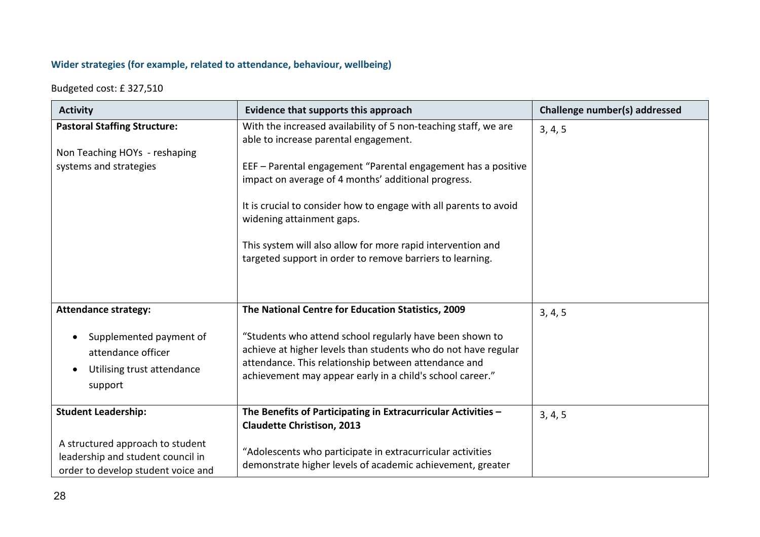### Wider strategies (for example, related to attendance, behaviour, wellbeing)

Budgeted cost: £ 327,510

| Activity | Evidence that supports this approach | Challenge number(s) addressed |
|---|---|---|
| **Pastoral Staffing Structure:**<br><br>Non Teaching HOYs - reshaping systems and strategies | With the increased availability of 5 non-teaching staff, we are able to increase parental engagement.<br><br>EEF – Parental engagement "Parental engagement has a positive impact on average of 4 months' additional progress.<br><br>It is crucial to consider how to engage with all parents to avoid widening attainment gaps.<br><br>This system will also allow for more rapid intervention and targeted support in order to remove barriers to learning. | 3, 4, 5 |
| **Attendance strategy:**<br><br>• Supplemented payment of attendance officer<br>• Utilising trust attendance support | **The National Centre for Education Statistics, 2009**<br><br>"Students who attend school regularly have been shown to achieve at higher levels than students who do not have regular attendance. This relationship between attendance and achievement may appear early in a child's school career." | 3, 4, 5 |
| **Student Leadership:**<br><br>A structured approach to student leadership and student council in order to develop student voice and | **The Benefits of Participating in Extracurricular Activities – Claudette Christison, 2013**<br><br>"Adolescents who participate in extracurricular activities demonstrate higher levels of academic achievement, greater | 3, 4, 5 |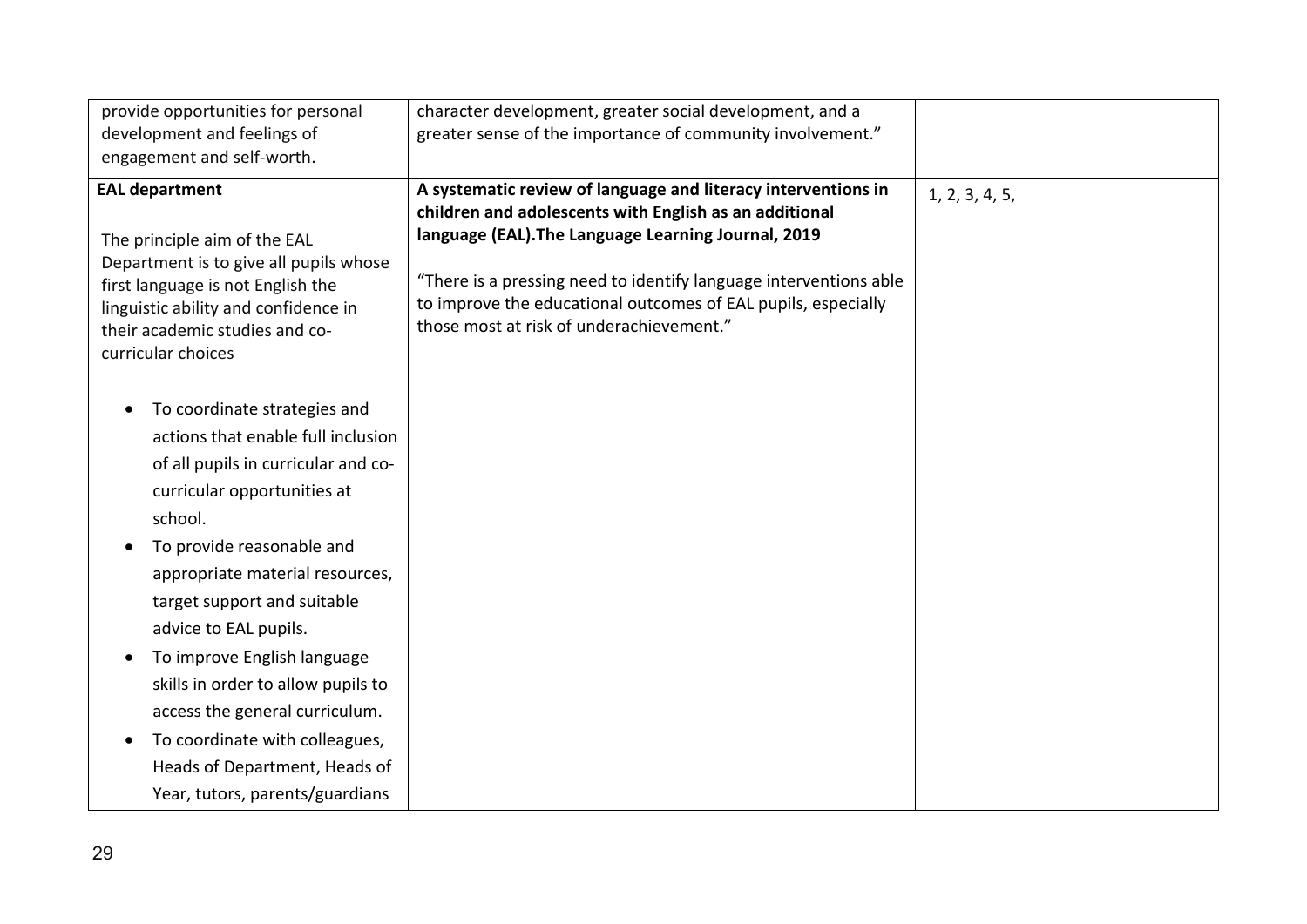| | | |
|---|---|---|
| provide opportunities for personal development and feelings of engagement and self-worth. | character development, greater social development, and a greater sense of the importance of community involvement." | |
| **EAL department**<br><br>The principle aim of the EAL Department is to give all pupils whose first language is not English the linguistic ability and confidence in their academic studies and co-curricular choices<br><br>• To coordinate strategies and actions that enable full inclusion of all pupils in curricular and co-curricular opportunities at school.<br>• To provide reasonable and appropriate material resources, target support and suitable advice to EAL pupils.<br>• To improve English language skills in order to allow pupils to access the general curriculum.<br>• To coordinate with colleagues, Heads of Department, Heads of Year, tutors, parents/guardians | **A systematic review of language and literacy interventions in children and adolescents with English as an additional language (EAL).The Language Learning Journal, 2019**<br><br>"There is a pressing need to identify language interventions able to improve the educational outcomes of EAL pupils, especially those most at risk of underachievement." | 1, 2, 3, 4, 5, |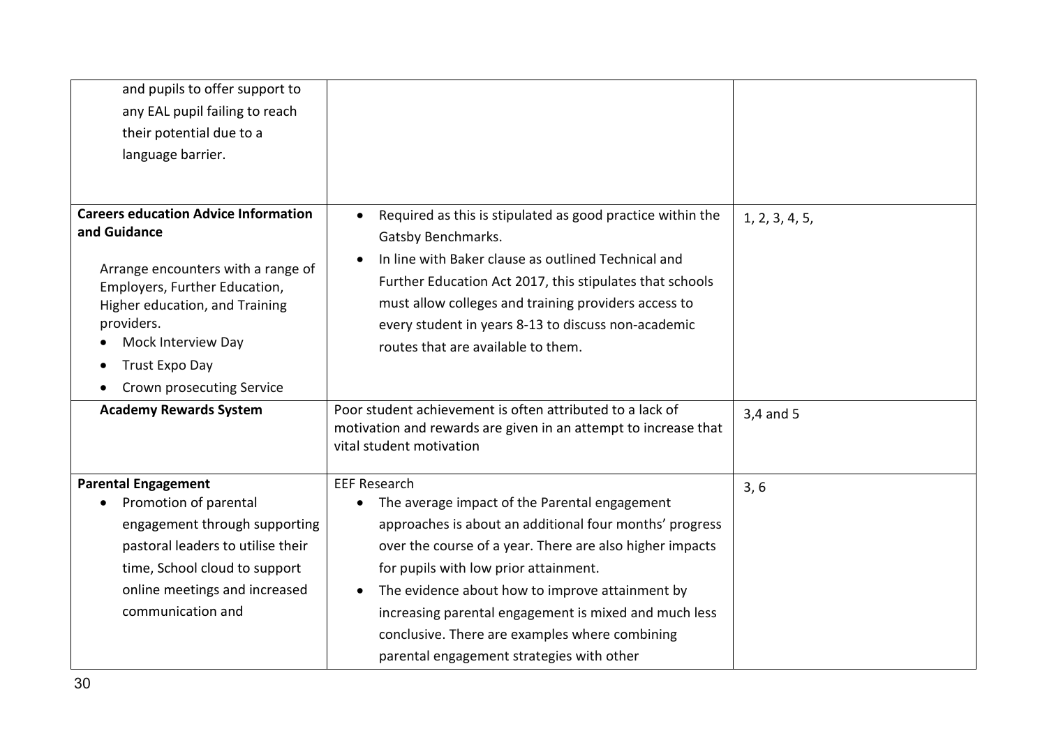| | | |
|---|---|---|
| and pupils to offer support to any EAL pupil failing to reach their potential due to a language barrier. | | |
| **Careers education Advice Information and Guidance**<br><br>Arrange encounters with a range of Employers, Further Education, Higher education, and Training providers.<br>• Mock Interview Day<br>• Trust Expo Day<br>• Crown prosecuting Service | • Required as this is stipulated as good practice within the Gatsby Benchmarks.<br>• In line with Baker clause as outlined Technical and Further Education Act 2017, this stipulates that schools must allow colleges and training providers access to every student in years 8-13 to discuss non-academic routes that are available to them. | 1, 2, 3, 4, 5, |
| **Academy Rewards System** | Poor student achievement is often attributed to a lack of motivation and rewards are given in an attempt to increase that vital student motivation | 3,4 and 5 |
| **Parental Engagement**<br>• Promotion of parental engagement through supporting pastoral leaders to utilise their time, School cloud to support online meetings and increased communication and | EEF Research<br>• The average impact of the Parental engagement approaches is about an additional four months' progress over the course of a year. There are also higher impacts for pupils with low prior attainment.<br>• The evidence about how to improve attainment by increasing parental engagement is mixed and much less conclusive. There are examples where combining parental engagement strategies with other | 3, 6 |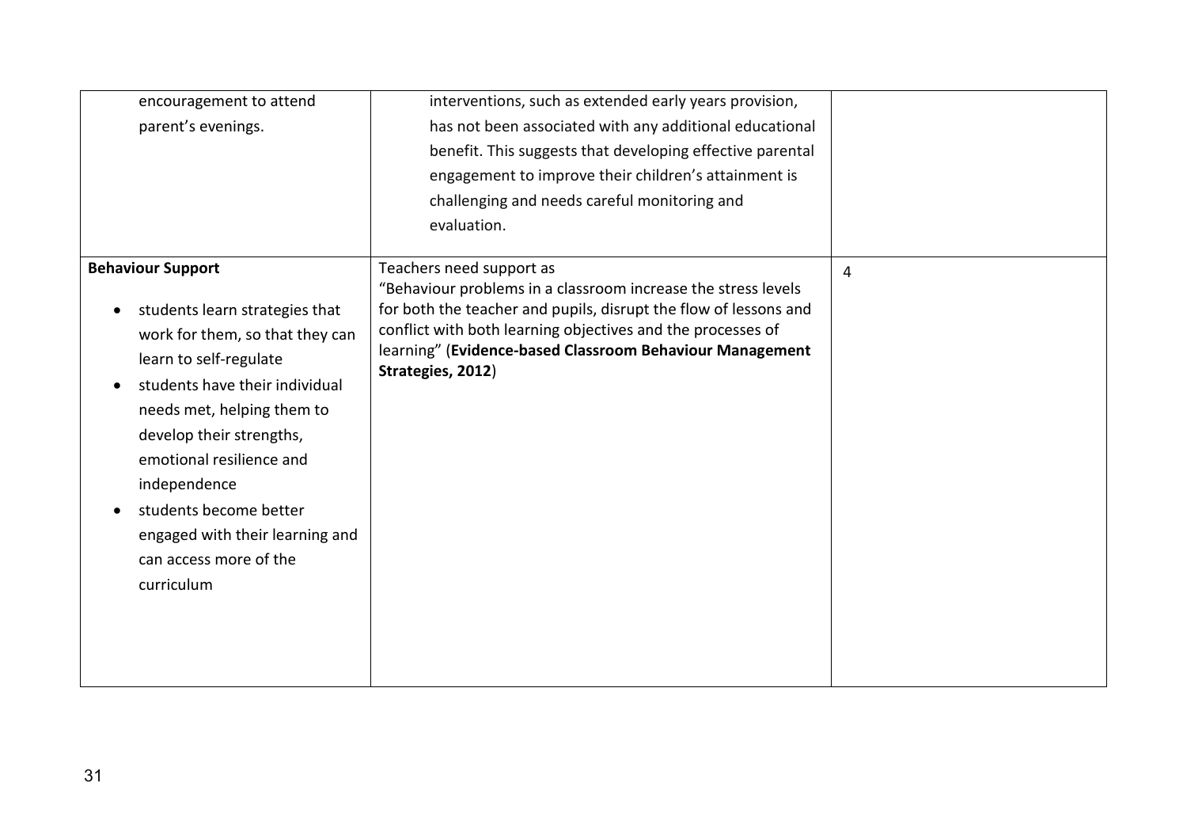| | | |
|---|---|---|
| encouragement to attend parent's evenings. | interventions, such as extended early years provision, has not been associated with any additional educational benefit. This suggests that developing effective parental engagement to improve their children's attainment is challenging and needs careful monitoring and evaluation. | |
| **Behaviour Support**<br>• students learn strategies that work for them, so that they can learn to self-regulate<br>• students have their individual needs met, helping them to develop their strengths, emotional resilience and independence<br>• students become better engaged with their learning and can access more of the curriculum | Teachers need support as<br>"Behaviour problems in a classroom increase the stress levels for both the teacher and pupils, disrupt the flow of lessons and conflict with both learning objectives and the processes of learning" (**Evidence-based Classroom Behaviour Management Strategies, 2012**) | 4 |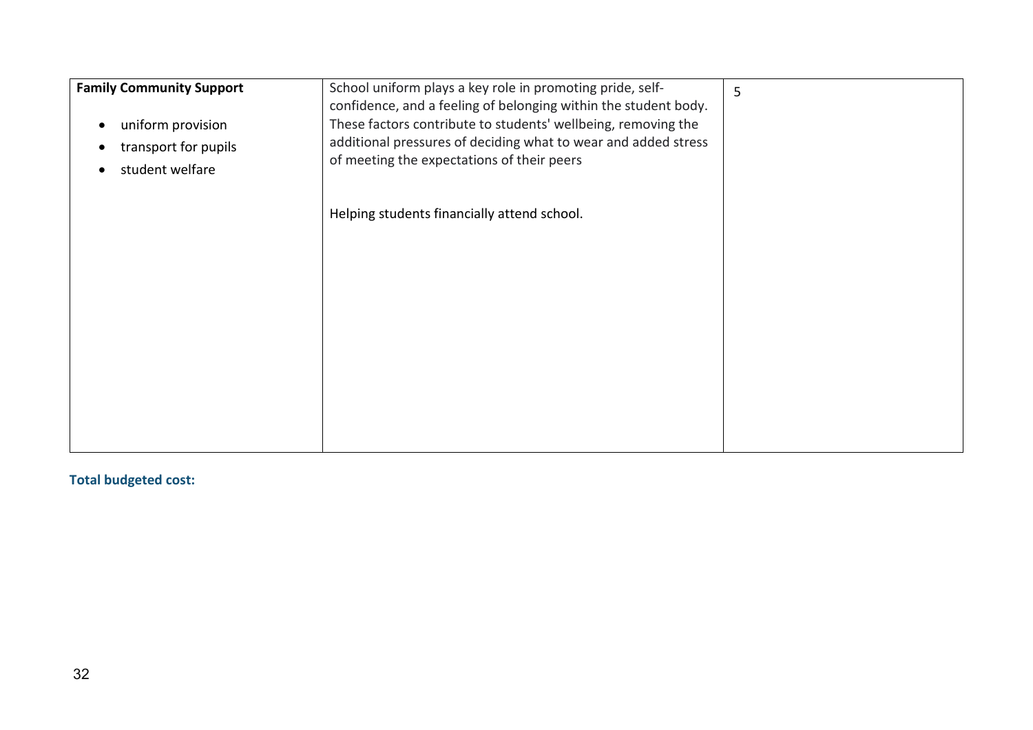| | | |
|---|---|---|
| **Family Community Support**<br><br>• uniform provision<br>• transport for pupils<br>• student welfare | School uniform plays a key role in promoting pride, self-confidence, and a feeling of belonging within the student body. These factors contribute to students' wellbeing, removing the additional pressures of deciding what to wear and added stress of meeting the expectations of their peers<br><br>Helping students financially attend school. | 5 |

**Total budgeted cost:**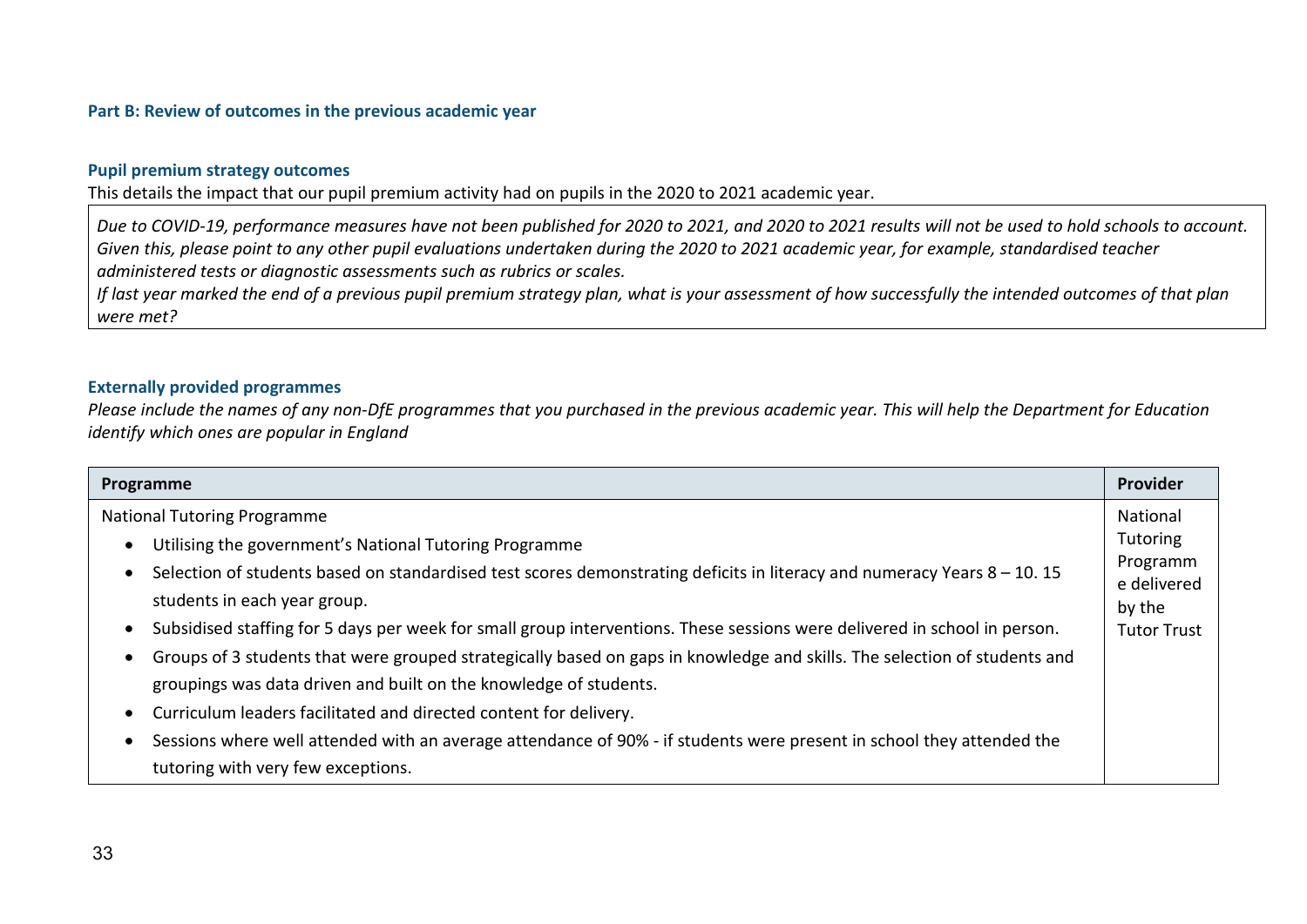### Part B: Review of outcomes in the previous academic year

#### Pupil premium strategy outcomes

This details the impact that our pupil premium activity had on pupils in the 2020 to 2021 academic year.

| |
|---|
| *Due to COVID-19, performance measures have not been published for 2020 to 2021, and 2020 to 2021 results will not be used to hold schools to account. Given this, please point to any other pupil evaluations undertaken during the 2020 to 2021 academic year, for example, standardised teacher administered tests or diagnostic assessments such as rubrics or scales.* *If last year marked the end of a previous pupil premium strategy plan, what is your assessment of how successfully the intended outcomes of that plan were met?* |

#### Externally provided programmes

*Please include the names of any non-DfE programmes that you purchased in the previous academic year. This will help the Department for Education identify which ones are popular in England*

| Programme | Provider |
|---|---|
| National Tutoring Programme<br>• Utilising the government's National Tutoring Programme<br>• Selection of students based on standardised test scores demonstrating deficits in literacy and numeracy Years 8 – 10. 15 students in each year group.<br>• Subsidised staffing for 5 days per week for small group interventions. These sessions were delivered in school in person.<br>• Groups of 3 students that were grouped strategically based on gaps in knowledge and skills. The selection of students and groupings was data driven and built on the knowledge of students.<br>• Curriculum leaders facilitated and directed content for delivery.<br>• Sessions where well attended with an average attendance of 90% - if students were present in school they attended the tutoring with very few exceptions. | National Tutoring Programme delivered by the Tutor Trust |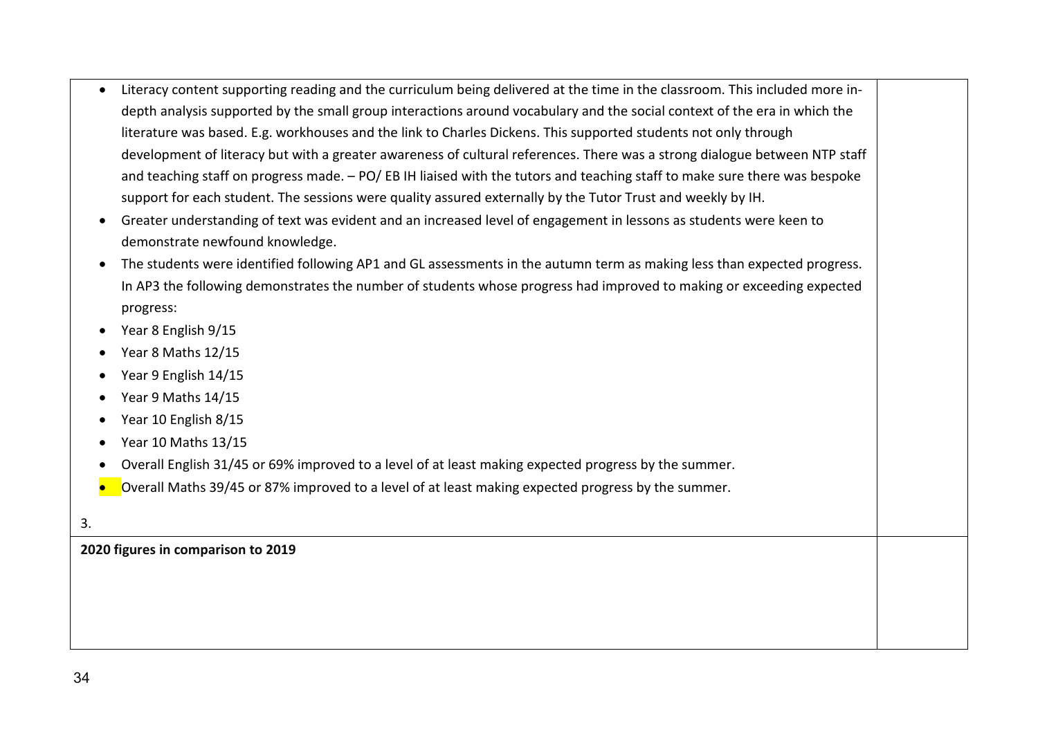| | |
|---|---|
| - Literacy content supporting reading and the curriculum being delivered at the time in the classroom. This included more in-depth analysis supported by the small group interactions around vocabulary and the social context of the era in which the literature was based. E.g. workhouses and the link to Charles Dickens. This supported students not only through development of literacy but with a greater awareness of cultural references. There was a strong dialogue between NTP staff and teaching staff on progress made. – PO/ EB IH liaised with the tutors and teaching staff to make sure there was bespoke support for each student. The sessions were quality assured externally by the Tutor Trust and weekly by IH.<br>- Greater understanding of text was evident and an increased level of engagement in lessons as students were keen to demonstrate newfound knowledge.<br>- The students were identified following AP1 and GL assessments in the autumn term as making less than expected progress. In AP3 the following demonstrates the number of students whose progress had improved to making or exceeding expected progress:<br>- Year 8 English 9/15<br>- Year 8 Maths 12/15<br>- Year 9 English 14/15<br>- Year 9 Maths 14/15<br>- Year 10 English 8/15<br>- Year 10 Maths 13/15<br>- Overall English 31/45 or 69% improved to a level of at least making expected progress by the summer.<br>- Overall Maths 39/45 or 87% improved to a level of at least making expected progress by the summer.<br><br>3. | |
| **2020 figures in comparison to 2019** | |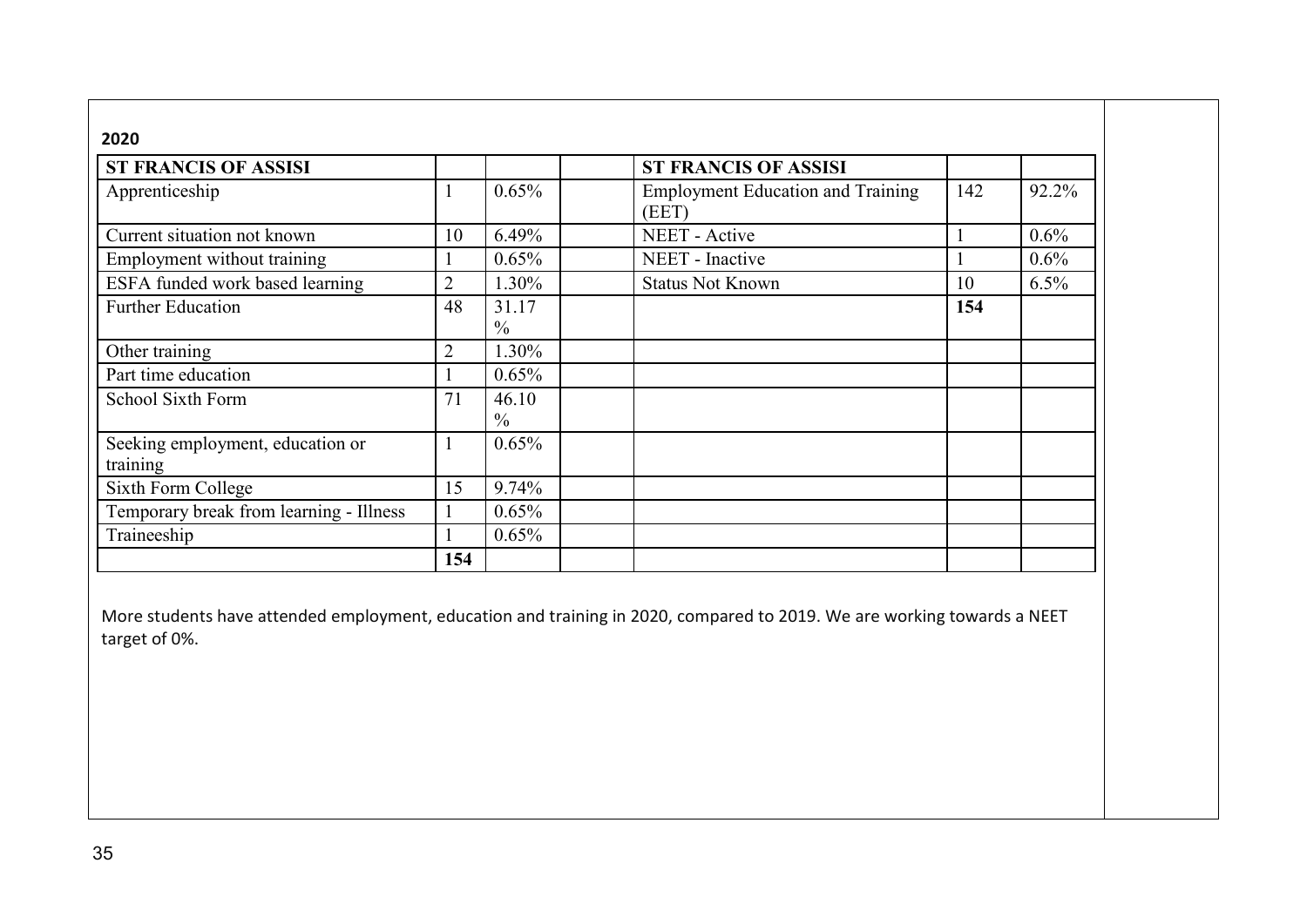**2020**

| ST FRANCIS OF ASSISI | | | | ST FRANCIS OF ASSISI | | |
|---|---|---|---|---|---|---|
| Apprenticeship | 1 | 0.65% | | Employment Education and Training (EET) | 142 | 92.2% |
| Current situation not known | 10 | 6.49% | | NEET - Active | 1 | 0.6% |
| Employment without training | 1 | 0.65% | | NEET - Inactive | 1 | 0.6% |
| ESFA funded work based learning | 2 | 1.30% | | Status Not Known | 10 | 6.5% |
| Further Education | 48 | 31.17% | | | **154** | |
| Other training | 2 | 1.30% | | | | |
| Part time education | 1 | 0.65% | | | | |
| School Sixth Form | 71 | 46.10% | | | | |
| Seeking employment, education or training | 1 | 0.65% | | | | |
| Sixth Form College | 15 | 9.74% | | | | |
| Temporary break from learning - Illness | 1 | 0.65% | | | | |
| Traineeship | 1 | 0.65% | | | | |
| | **154** | | | | | |

More students have attended employment, education and training in 2020, compared to 2019. We are working towards a NEET target of 0%.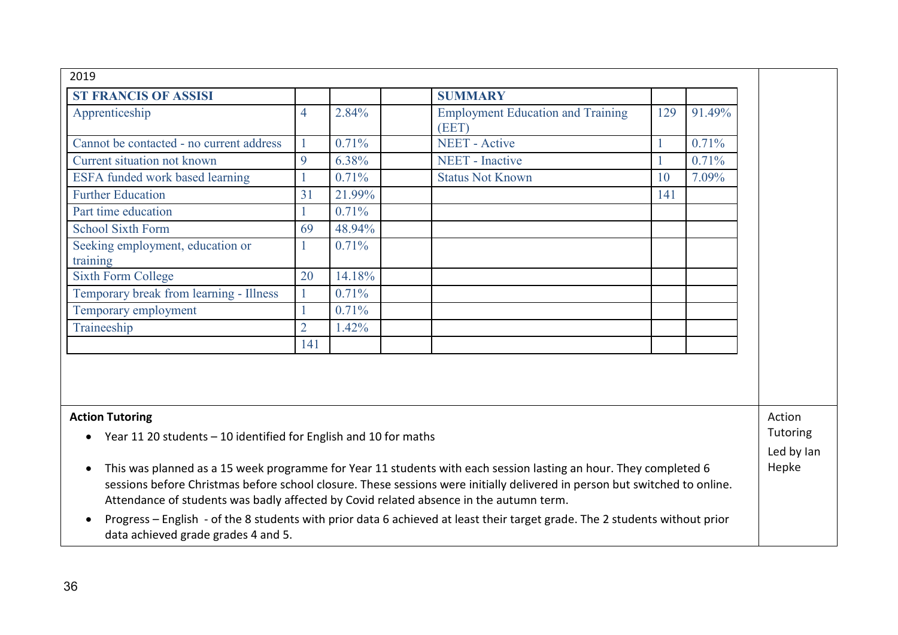2019

| ST FRANCIS OF ASSISI | | | | SUMMARY | | |
|---|---|---|---|---|---|---|
| Apprenticeship | 4 | 2.84% | | Employment Education and Training (EET) | 129 | 91.49% |
| Cannot be contacted - no current address | 1 | 0.71% | | NEET - Active | 1 | 0.71% |
| Current situation not known | 9 | 6.38% | | NEET - Inactive | 1 | 0.71% |
| ESFA funded work based learning | 1 | 0.71% | | Status Not Known | 10 | 7.09% |
| Further Education | 31 | 21.99% | | | 141 | |
| Part time education | 1 | 0.71% | | | | |
| School Sixth Form | 69 | 48.94% | | | | |
| Seeking employment, education or training | 1 | 0.71% | | | | |
| Sixth Form College | 20 | 14.18% | | | | |
| Temporary break from learning - Illness | 1 | 0.71% | | | | |
| Temporary employment | 1 | 0.71% | | | | |
| Traineeship | 2 | 1.42% | | | | |
| | 141 | | | | | |

**Action Tutoring**

- Year 11 20 students – 10 identified for English and 10 for maths
- This was planned as a 15 week programme for Year 11 students with each session lasting an hour. They completed 6 sessions before Christmas before school closure. These sessions were initially delivered in person but switched to online. Attendance of students was badly affected by Covid related absence in the autumn term.
- Progress – English - of the 8 students with prior data 6 achieved at least their target grade. The 2 students without prior data achieved grade grades 4 and 5.

Action Tutoring

Led by Ian Hepke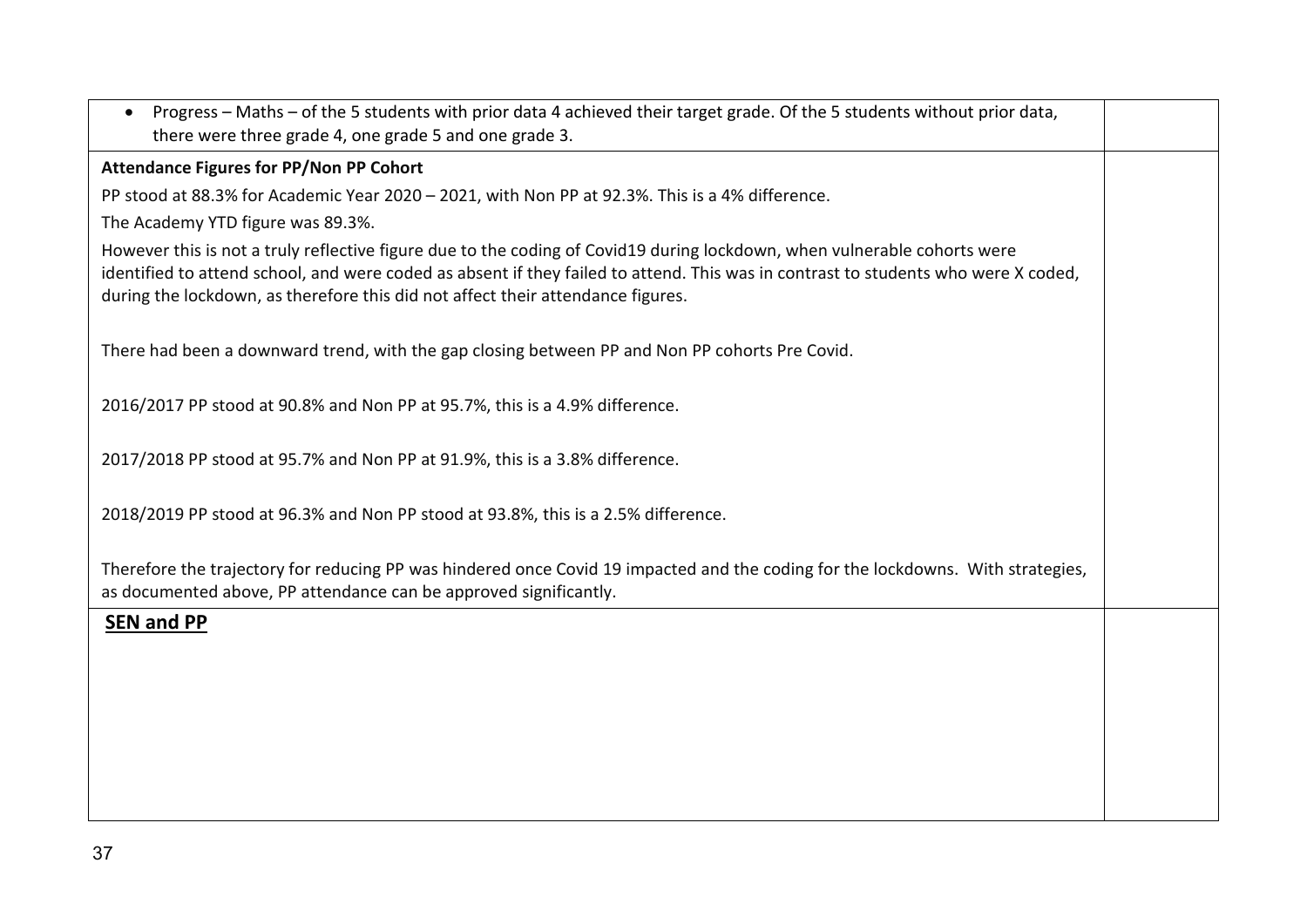- Progress – Maths – of the 5 students with prior data 4 achieved their target grade. Of the 5 students without prior data, there were three grade 4, one grade 5 and one grade 3.

**Attendance Figures for PP/Non PP Cohort**

PP stood at 88.3% for Academic Year 2020 – 2021, with Non PP at 92.3%. This is a 4% difference.

The Academy YTD figure was 89.3%.

However this is not a truly reflective figure due to the coding of Covid19 during lockdown, when vulnerable cohorts were identified to attend school, and were coded as absent if they failed to attend. This was in contrast to students who were X coded, during the lockdown, as therefore this did not affect their attendance figures.

There had been a downward trend, with the gap closing between PP and Non PP cohorts Pre Covid.

2016/2017 PP stood at 90.8% and Non PP at 95.7%, this is a 4.9% difference.

2017/2018 PP stood at 95.7% and Non PP at 91.9%, this is a 3.8% difference.

2018/2019 PP stood at 96.3% and Non PP stood at 93.8%, this is a 2.5% difference.

Therefore the trajectory for reducing PP was hindered once Covid 19 impacted and the coding for the lockdowns. With strategies, as documented above, PP attendance can be approved significantly.

**SEN and PP**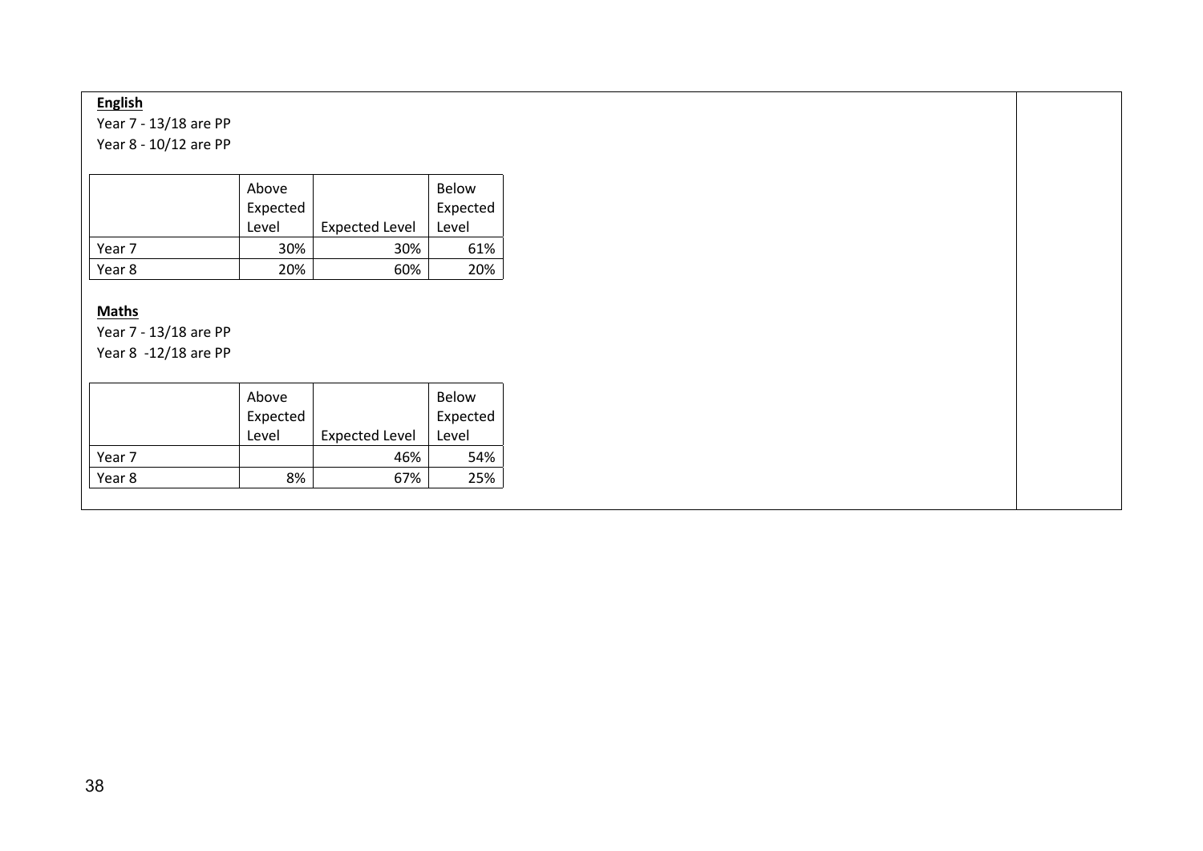**English**

Year 7 - 13/18 are PP

Year 8 - 10/12 are PP

| | Above Expected Level | Expected Level | Below Expected Level |
|---|---|---|---|
| Year 7 | 30% | 30% | 61% |
| Year 8 | 20% | 60% | 20% |

**Maths**

Year 7 - 13/18 are PP

Year 8 -12/18 are PP

| | Above Expected Level | Expected Level | Below Expected Level |
|---|---|---|---|
| Year 7 | | 46% | 54% |
| Year 8 | 8% | 67% | 25% |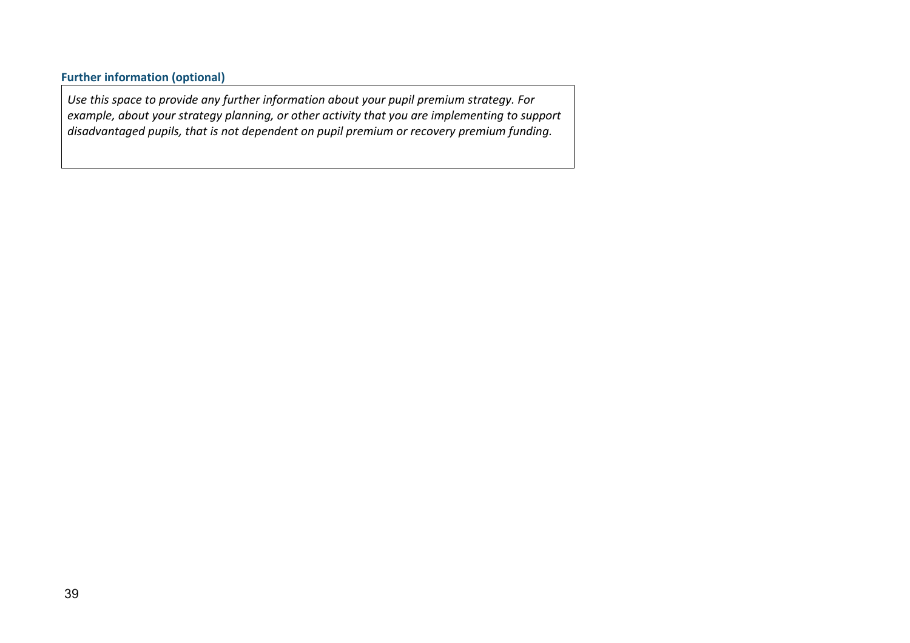**Further information (optional)**

| |
|---|
| *Use this space to provide any further information about your pupil premium strategy. For example, about your strategy planning, or other activity that you are implementing to support disadvantaged pupils, that is not dependent on pupil premium or recovery premium funding.* |